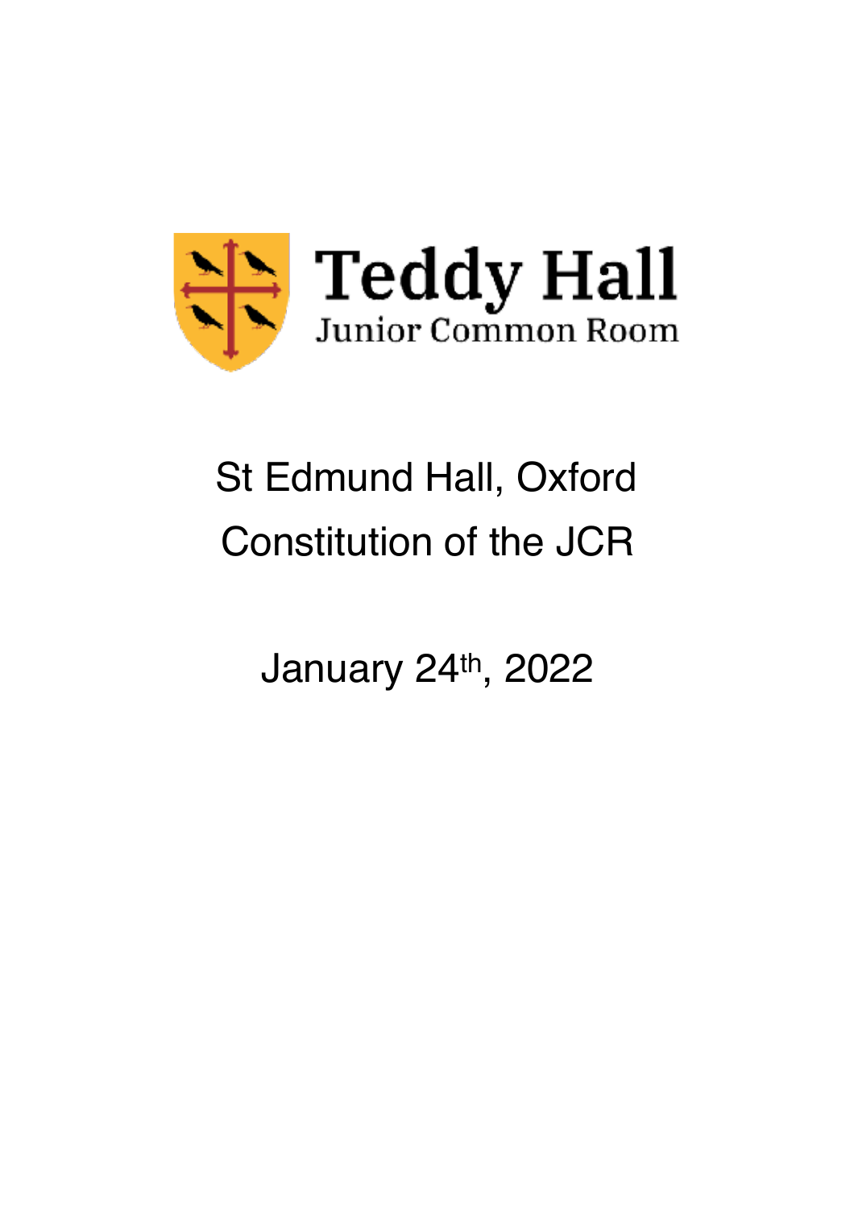Teddy Hall

Junior Common Room

# St Edmund Hall, Oxford
# Constitution of the JCR

January 24th, 2022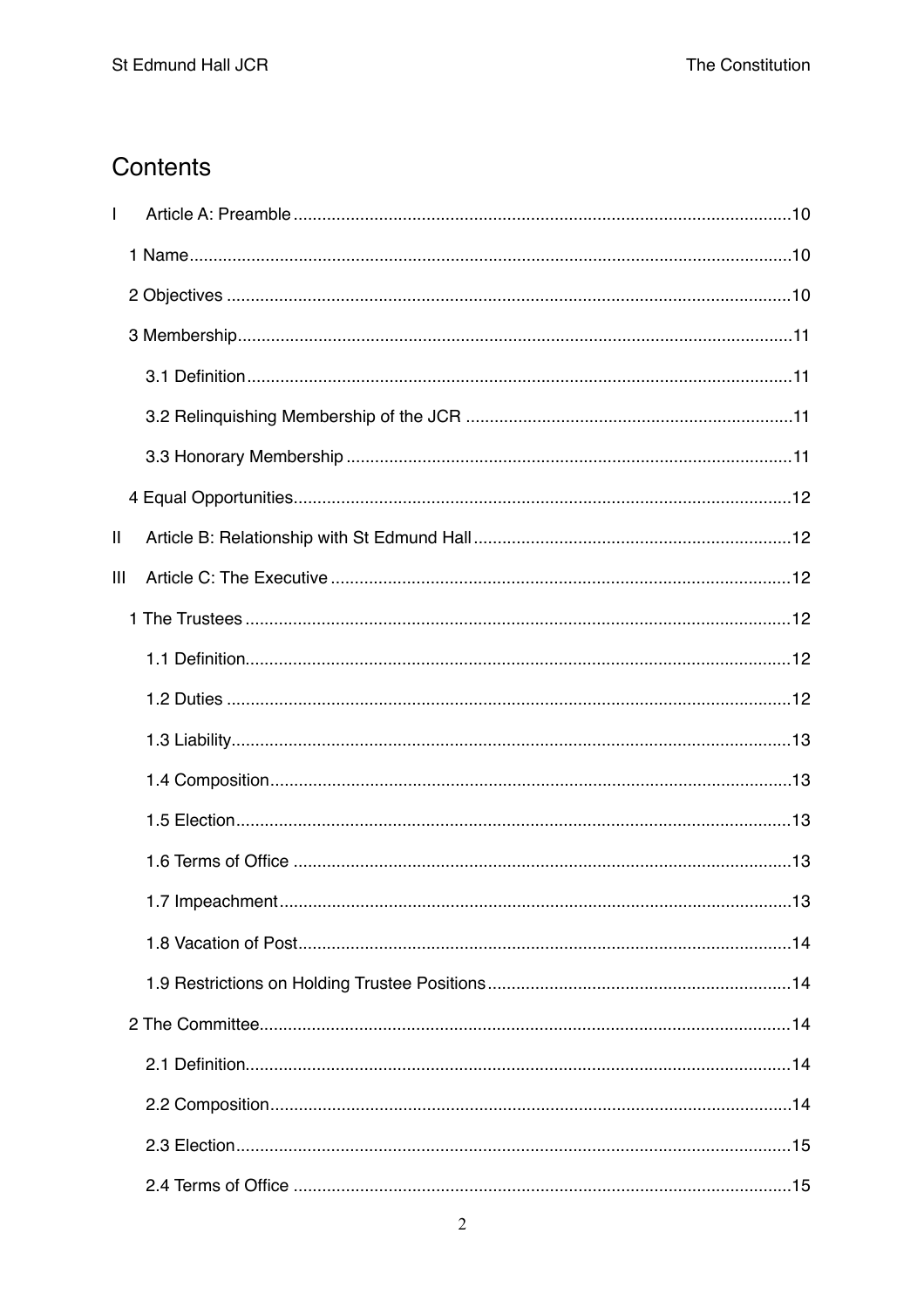# Contents

I Article A: Preamble ........................................ 10

- 1 Name ........................................ 10
- 2 Objectives ........................................ 10
- 3 Membership ........................................ 11
  - 3.1 Definition ........................................ 11
  - 3.2 Relinquishing Membership of the JCR ........................................ 11
  - 3.3 Honorary Membership ........................................ 11
- 4 Equal Opportunities ........................................ 12

II Article B: Relationship with St Edmund Hall ........................................ 12

III Article C: The Executive ........................................ 12

- 1 The Trustees ........................................ 12
  - 1.1 Definition ........................................ 12
  - 1.2 Duties ........................................ 12
  - 1.3 Liability ........................................ 13
  - 1.4 Composition ........................................ 13
  - 1.5 Election ........................................ 13
  - 1.6 Terms of Office ........................................ 13
  - 1.7 Impeachment ........................................ 13
  - 1.8 Vacation of Post ........................................ 14
  - 1.9 Restrictions on Holding Trustee Positions ........................................ 14
- 2 The Committee ........................................ 14
  - 2.1 Definition ........................................ 14
  - 2.2 Composition ........................................ 14
  - 2.3 Election ........................................ 15
  - 2.4 Terms of Office ........................................ 15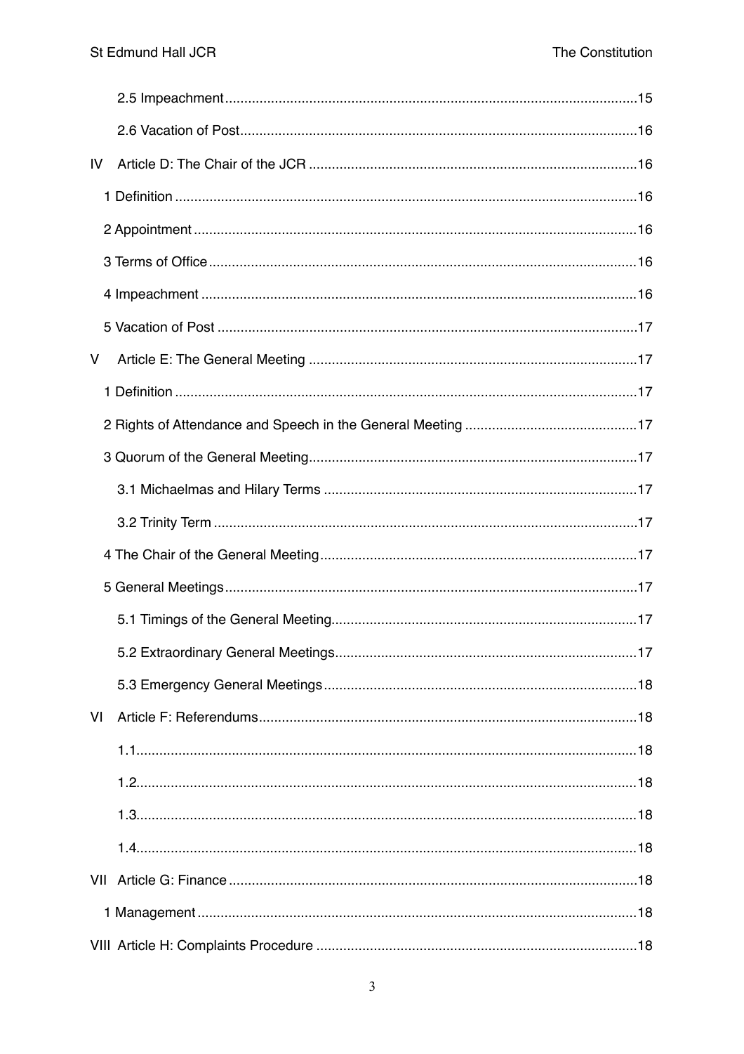2.5 Impeachment ........................................................................................................ 15

2.6 Vacation of Post ..................................................................................................... 16

IV Article D: The Chair of the JCR ..................................................................................... 16

1 Definition ........................................................................................................................ 16

2 Appointment ................................................................................................................... 16

3 Terms of Office ............................................................................................................... 16

4 Impeachment .................................................................................................................. 16

5 Vacation of Post .............................................................................................................. 17

V Article E: The General Meeting ...................................................................................... 17

1 Definition ........................................................................................................................ 17

2 Rights of Attendance and Speech in the General Meeting ............................................. 17

3 Quorum of the General Meeting ..................................................................................... 17

3.1 Michaelmas and Hilary Terms ................................................................................. 17

3.2 Trinity Term ............................................................................................................. 17

4 The Chair of the General Meeting .................................................................................. 17

5 General Meetings ............................................................................................................ 17

5.1 Timings of the General Meeting .............................................................................. 17

5.2 Extraordinary General Meetings .............................................................................. 17

5.3 Emergency General Meetings .................................................................................. 18

VI Article F: Referendums .................................................................................................. 18

1.1 .................................................................................................................................. 18

1.2 .................................................................................................................................. 18

1.3 .................................................................................................................................. 18

1.4 .................................................................................................................................. 18

VII Article G: Finance ......................................................................................................... 18

1 Management .................................................................................................................... 18

VIII Article H: Complaints Procedure ................................................................................ 18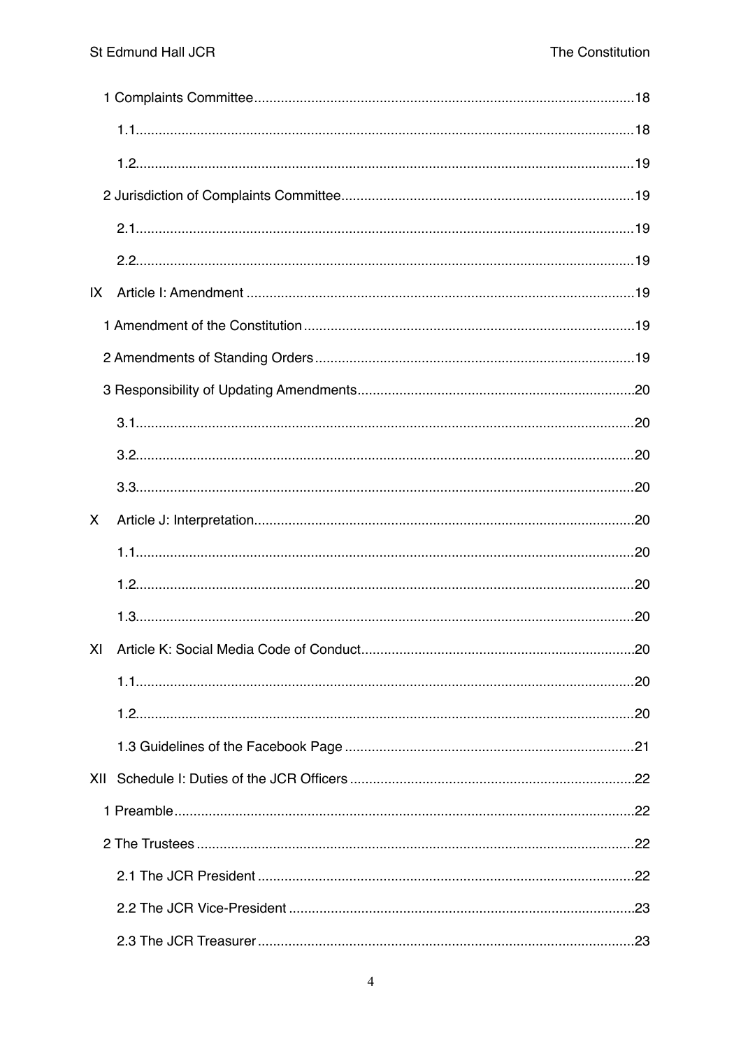- 1 Complaints Committee........................................................................................18
  - 1.1........................................................................................................................18
  - 1.2........................................................................................................................19
- 2 Jurisdiction of Complaints Committee..............................................................19
  - 2.1........................................................................................................................19
  - 2.2........................................................................................................................19

IX Article I: Amendment ..........................................................................................19

- 1 Amendment of the Constitution.........................................................................19
- 2 Amendments of Standing Orders......................................................................19
- 3 Responsibility of Updating Amendments..........................................................20
  - 3.1........................................................................................................................20
  - 3.2........................................................................................................................20
  - 3.3........................................................................................................................20

X Article J: Interpretation.........................................................................................20

- 1.1........................................................................................................................20
- 1.2........................................................................................................................20
- 1.3........................................................................................................................20

XI Article K: Social Media Code of Conduct..........................................................20

- 1.1........................................................................................................................20
- 1.2........................................................................................................................20
- 1.3 Guidelines of the Facebook Page ................................................................21

XII Schedule I: Duties of the JCR Officers .............................................................22

- 1 Preamble.............................................................................................................22
- 2 The Trustees .......................................................................................................22
  - 2.1 The JCR President .........................................................................................22
  - 2.2 The JCR Vice-President ................................................................................23
  - 2.3 The JCR Treasurer.........................................................................................23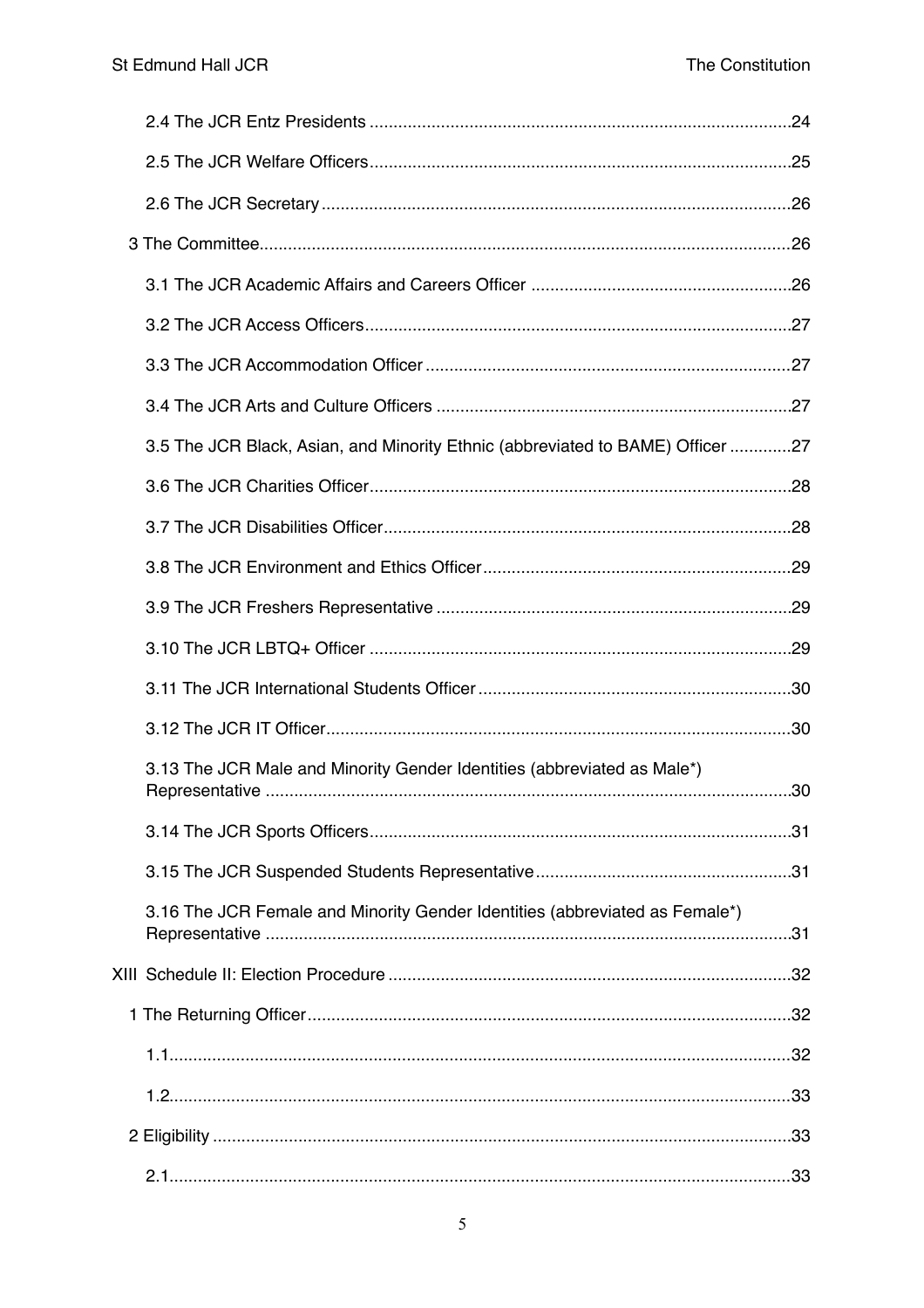- 2.4 The JCR Entz Presidents ........................................................................................24
- 2.5 The JCR Welfare Officers........................................................................................25
- 2.6 The JCR Secretary..................................................................................................26
- 3 The Committee...............................................................................................................26
  - 3.1 The JCR Academic Affairs and Careers Officer ......................................................26
  - 3.2 The JCR Access Officers.........................................................................................27
  - 3.3 The JCR Accommodation Officer ............................................................................27
  - 3.4 The JCR Arts and Culture Officers ..........................................................................27
  - 3.5 The JCR Black, Asian, and Minority Ethnic (abbreviated to BAME) Officer .............27
  - 3.6 The JCR Charities Officer........................................................................................28
  - 3.7 The JCR Disabilities Officer.....................................................................................28
  - 3.8 The JCR Environment and Ethics Officer.................................................................29
  - 3.9 The JCR Freshers Representative ..........................................................................29
  - 3.10 The JCR LBTQ+ Officer ........................................................................................29
  - 3.11 The JCR International Students Officer .................................................................30
  - 3.12 The JCR IT Officer.................................................................................................30
  - 3.13 The JCR Male and Minority Gender Identities (abbreviated as Male*) Representative .............................................................................................................30
  - 3.14 The JCR Sports Officers........................................................................................31
  - 3.15 The JCR Suspended Students Representative......................................................31
  - 3.16 The JCR Female and Minority Gender Identities (abbreviated as Female*) Representative .............................................................................................................31

XIII Schedule II: Election Procedure ....................................................................................32

- 1 The Returning Officer.....................................................................................................32
  - 1.1..................................................................................................................................32
  - 1.2..................................................................................................................................33
- 2 Eligibility .........................................................................................................................33
  - 2.1..................................................................................................................................33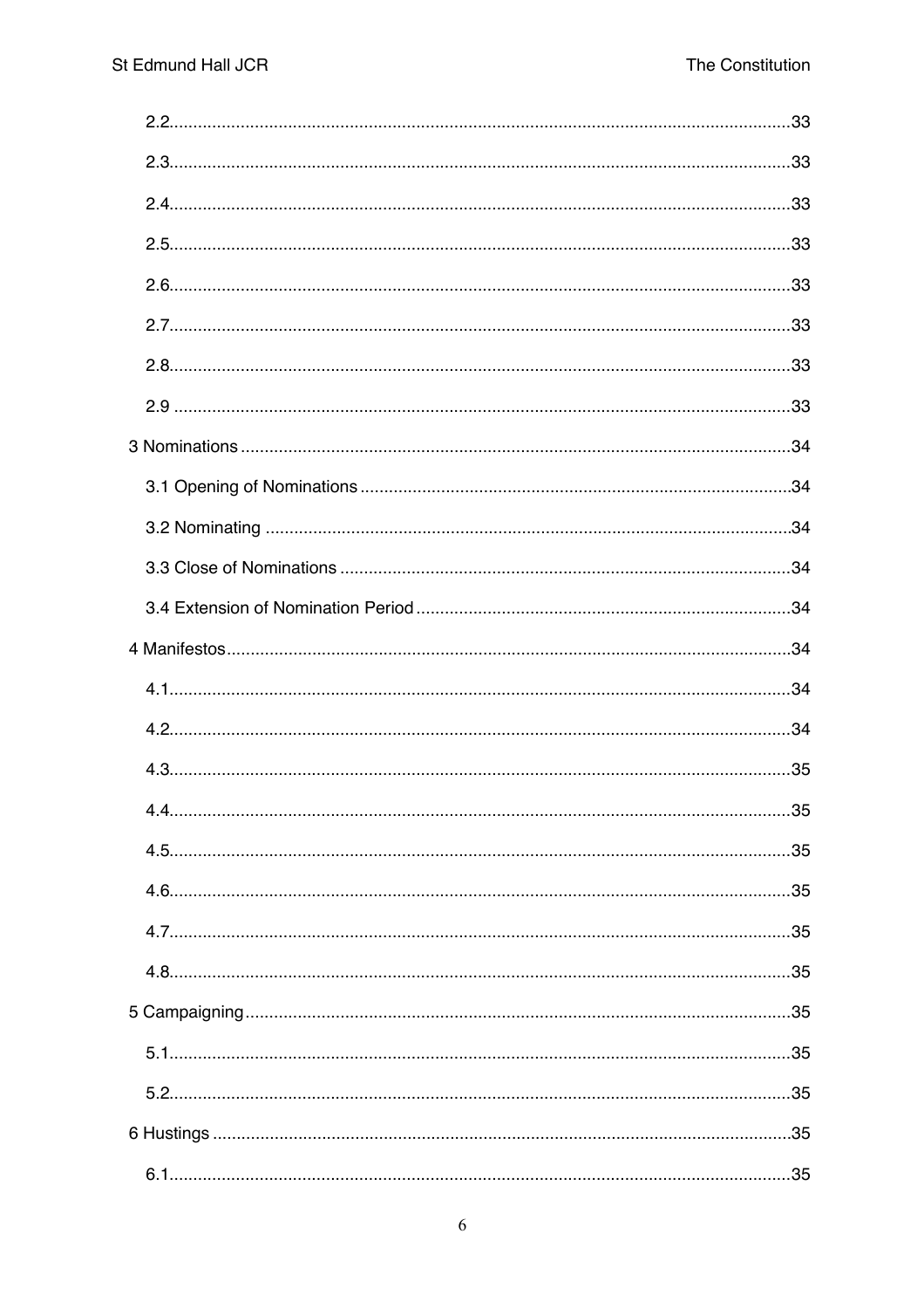2.2 .... 33

2.3 .... 33

2.4 .... 33

2.5 .... 33

2.6 .... 33

2.7 .... 33

2.8 .... 33

2.9 .... 33

3 Nominations .... 34

3.1 Opening of Nominations .... 34

3.2 Nominating .... 34

3.3 Close of Nominations .... 34

3.4 Extension of Nomination Period .... 34

4 Manifestos .... 34

4.1 .... 34

4.2 .... 34

4.3 .... 35

4.4 .... 35

4.5 .... 35

4.6 .... 35

4.7 .... 35

4.8 .... 35

5 Campaigning .... 35

5.1 .... 35

5.2 .... 35

6 Hustings .... 35

6.1 .... 35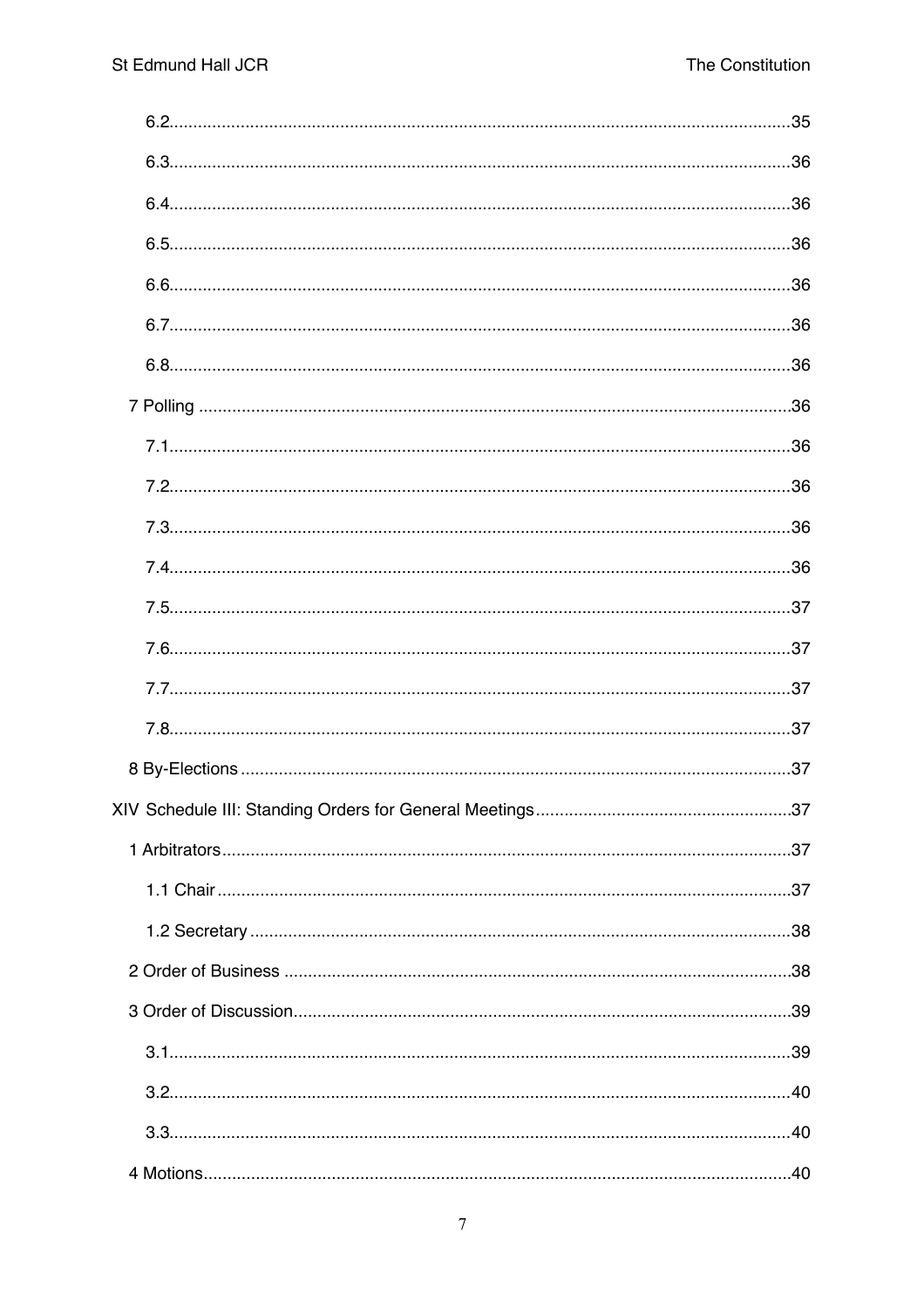6.2 .......... 35

6.3 .......... 36

6.4 .......... 36

6.5 .......... 36

6.6 .......... 36

6.7 .......... 36

6.8 .......... 36

7 Polling .......... 36

7.1 .......... 36

7.2 .......... 36

7.3 .......... 36

7.4 .......... 36

7.5 .......... 37

7.6 .......... 37

7.7 .......... 37

7.8 .......... 37

8 By-Elections .......... 37

XIV Schedule III: Standing Orders for General Meetings .......... 37

1 Arbitrators .......... 37

1.1 Chair .......... 37

1.2 Secretary .......... 38

2 Order of Business .......... 38

3 Order of Discussion .......... 39

3.1 .......... 39

3.2 .......... 40

3.3 .......... 40

4 Motions .......... 40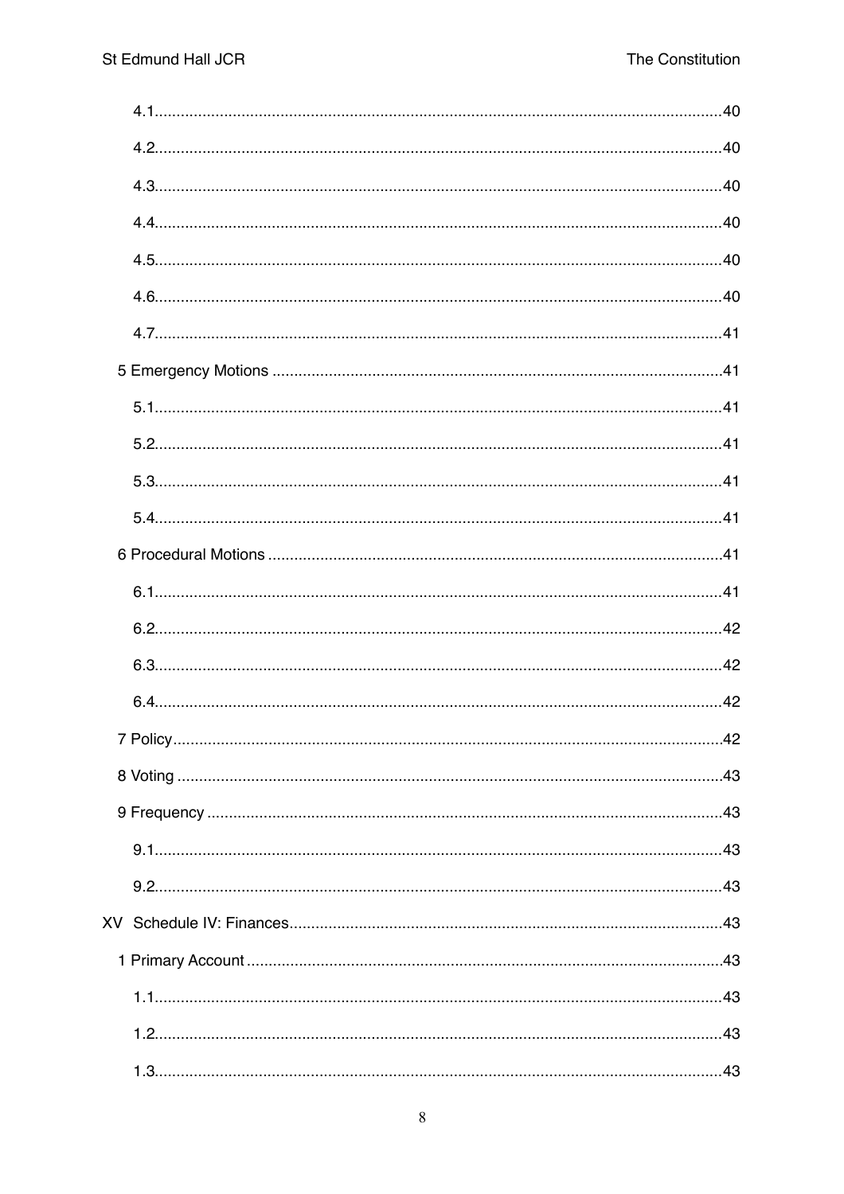4.1 .................................................................................................................... 40

4.2 .................................................................................................................... 40

4.3 .................................................................................................................... 40

4.4 .................................................................................................................... 40

4.5 .................................................................................................................... 40

4.6 .................................................................................................................... 40

4.7 .................................................................................................................... 41

5 Emergency Motions ........................................................................................... 41

5.1 .................................................................................................................... 41

5.2 .................................................................................................................... 41

5.3 .................................................................................................................... 41

5.4 .................................................................................................................... 41

6 Procedural Motions ............................................................................................ 41

6.1 .................................................................................................................... 41

6.2 .................................................................................................................... 42

6.3 .................................................................................................................... 42

6.4 .................................................................................................................... 42

7 Policy .................................................................................................................. 42

8 Voting ................................................................................................................. 43

9 Frequency ........................................................................................................... 43

9.1 .................................................................................................................... 43

9.2 .................................................................................................................... 43

XV Schedule IV: Finances ....................................................................................... 43

1 Primary Account ................................................................................................. 43

1.1 .................................................................................................................... 43

1.2 .................................................................................................................... 43

1.3 .................................................................................................................... 43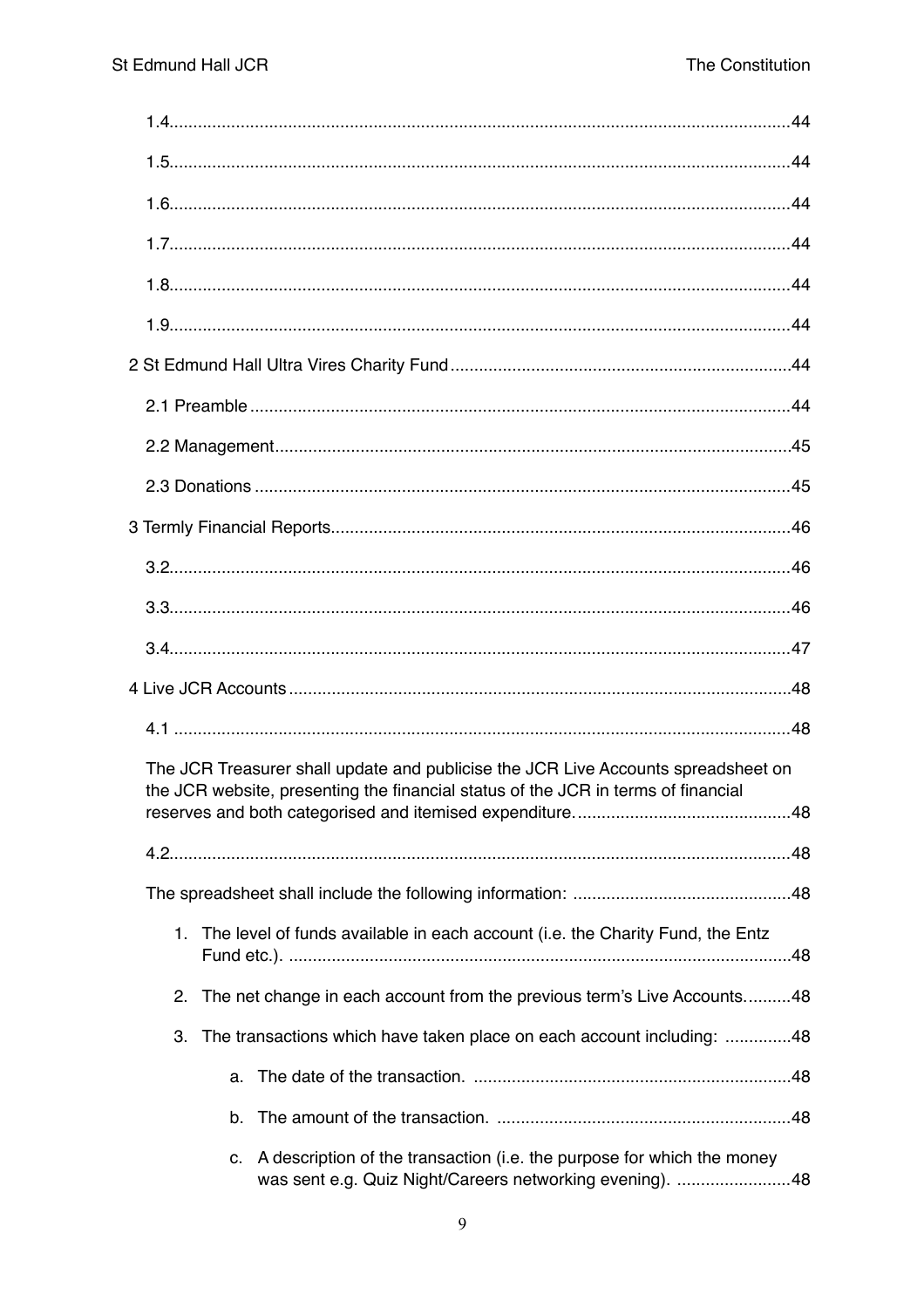1.4.....................................................................................................................................44

1.5.....................................................................................................................................44

1.6.....................................................................................................................................44

1.7.....................................................................................................................................44

1.8.....................................................................................................................................44

1.9.....................................................................................................................................44

2 St Edmund Hall Ultra Vires Charity Fund.......................................................................44

2.1 Preamble.................................................................................................................44

2.2 Management............................................................................................................45

2.3 Donations................................................................................................................45

3 Termly Financial Reports................................................................................................46

3.2.....................................................................................................................................46

3.3.....................................................................................................................................46

3.4.....................................................................................................................................47

4 Live JCR Accounts.........................................................................................................48

4.1.....................................................................................................................................48

The JCR Treasurer shall update and publicise the JCR Live Accounts spreadsheet on the JCR website, presenting the financial status of the JCR in terms of financial reserves and both categorised and itemised expenditure.............................................48

4.2.....................................................................................................................................48

The spreadsheet shall include the following information: .............................................48

1. The level of funds available in each account (i.e. the Charity Fund, the Entz Fund etc.). .........................................................................................................48
2. The net change in each account from the previous term's Live Accounts..........48
3. The transactions which have taken place on each account including: ..............48
    a. The date of the transaction. ..................................................................48
    b. The amount of the transaction. ..............................................................48
    c. A description of the transaction (i.e. the purpose for which the money was sent e.g. Quiz Night/Careers networking evening). ........................48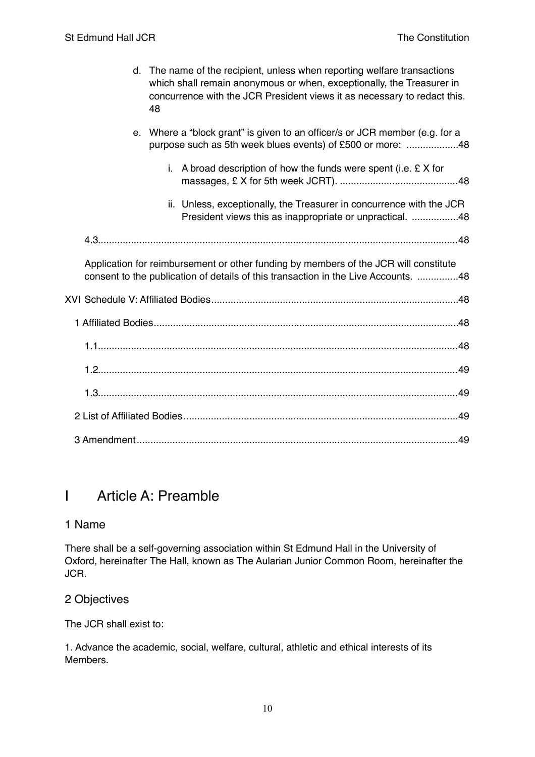d. The name of the recipient, unless when reporting welfare transactions which shall remain anonymous or when, exceptionally, the Treasurer in concurrence with the JCR President views it as necessary to redact this. 48

e. Where a "block grant" is given to an officer/s or JCR member (e.g. for a purpose such as 5th week blues events) of £500 or more: ...................48

i. A broad description of how the funds were spent (i.e. £ X for massages, £ X for 5th week JCRT). ...........................................48

ii. Unless, exceptionally, the Treasurer in concurrence with the JCR President views this as inappropriate or unpractical. .................48

4.3..................................................................................................................................48

Application for reimbursement or other funding by members of the JCR will constitute consent to the publication of details of this transaction in the Live Accounts. ...............48

XVI Schedule V: Affiliated Bodies..........................................................................................48

1 Affiliated Bodies..............................................................................................................48

1.1..................................................................................................................................48

1.2..................................................................................................................................49

1.3..................................................................................................................................49

2 List of Affiliated Bodies....................................................................................................49

3 Amendment....................................................................................................................49

# I Article A: Preamble

## 1 Name

There shall be a self-governing association within St Edmund Hall in the University of Oxford, hereinafter The Hall, known as The Aularian Junior Common Room, hereinafter the JCR.

## 2 Objectives

The JCR shall exist to:

1. Advance the academic, social, welfare, cultural, athletic and ethical interests of its Members.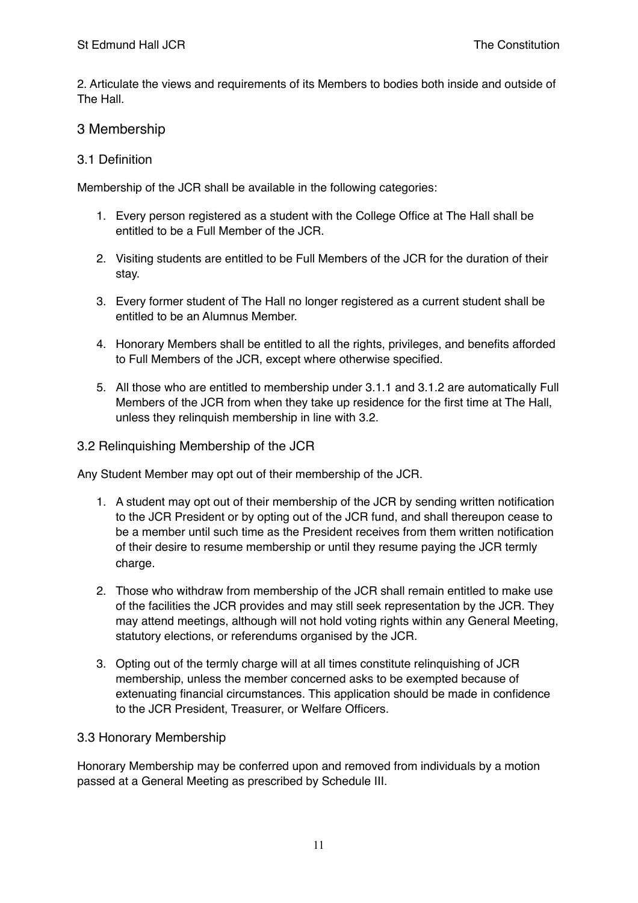2. Articulate the views and requirements of its Members to bodies both inside and outside of The Hall.

## 3 Membership

### 3.1 Definition

Membership of the JCR shall be available in the following categories:

1. Every person registered as a student with the College Office at The Hall shall be entitled to be a Full Member of the JCR.
2. Visiting students are entitled to be Full Members of the JCR for the duration of their stay.
3. Every former student of The Hall no longer registered as a current student shall be entitled to be an Alumnus Member.
4. Honorary Members shall be entitled to all the rights, privileges, and benefits afforded to Full Members of the JCR, except where otherwise specified.
5. All those who are entitled to membership under 3.1.1 and 3.1.2 are automatically Full Members of the JCR from when they take up residence for the first time at The Hall, unless they relinquish membership in line with 3.2.

### 3.2 Relinquishing Membership of the JCR

Any Student Member may opt out of their membership of the JCR.

1. A student may opt out of their membership of the JCR by sending written notification to the JCR President or by opting out of the JCR fund, and shall thereupon cease to be a member until such time as the President receives from them written notification of their desire to resume membership or until they resume paying the JCR termly charge.
2. Those who withdraw from membership of the JCR shall remain entitled to make use of the facilities the JCR provides and may still seek representation by the JCR. They may attend meetings, although will not hold voting rights within any General Meeting, statutory elections, or referendums organised by the JCR.
3. Opting out of the termly charge will at all times constitute relinquishing of JCR membership, unless the member concerned asks to be exempted because of extenuating financial circumstances. This application should be made in confidence to the JCR President, Treasurer, or Welfare Officers.

### 3.3 Honorary Membership

Honorary Membership may be conferred upon and removed from individuals by a motion passed at a General Meeting as prescribed by Schedule III.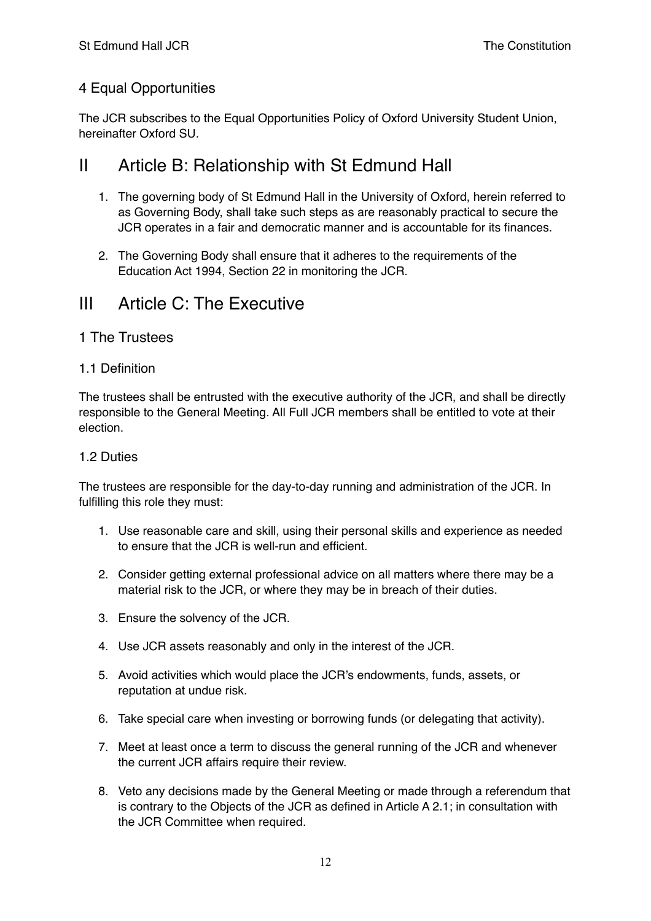### 4 Equal Opportunities

The JCR subscribes to the Equal Opportunities Policy of Oxford University Student Union, hereinafter Oxford SU.

# II Article B: Relationship with St Edmund Hall

1. The governing body of St Edmund Hall in the University of Oxford, herein referred to as Governing Body, shall take such steps as are reasonably practical to secure the JCR operates in a fair and democratic manner and is accountable for its finances.

2. The Governing Body shall ensure that it adheres to the requirements of the Education Act 1994, Section 22 in monitoring the JCR.

# III Article C: The Executive

## 1 The Trustees

### 1.1 Definition

The trustees shall be entrusted with the executive authority of the JCR, and shall be directly responsible to the General Meeting. All Full JCR members shall be entitled to vote at their election.

### 1.2 Duties

The trustees are responsible for the day-to-day running and administration of the JCR. In fulfilling this role they must:

1. Use reasonable care and skill, using their personal skills and experience as needed to ensure that the JCR is well-run and efficient.

2. Consider getting external professional advice on all matters where there may be a material risk to the JCR, or where they may be in breach of their duties.

3. Ensure the solvency of the JCR.

4. Use JCR assets reasonably and only in the interest of the JCR.

5. Avoid activities which would place the JCR's endowments, funds, assets, or reputation at undue risk.

6. Take special care when investing or borrowing funds (or delegating that activity).

7. Meet at least once a term to discuss the general running of the JCR and whenever the current JCR affairs require their review.

8. Veto any decisions made by the General Meeting or made through a referendum that is contrary to the Objects of the JCR as defined in Article A 2.1; in consultation with the JCR Committee when required.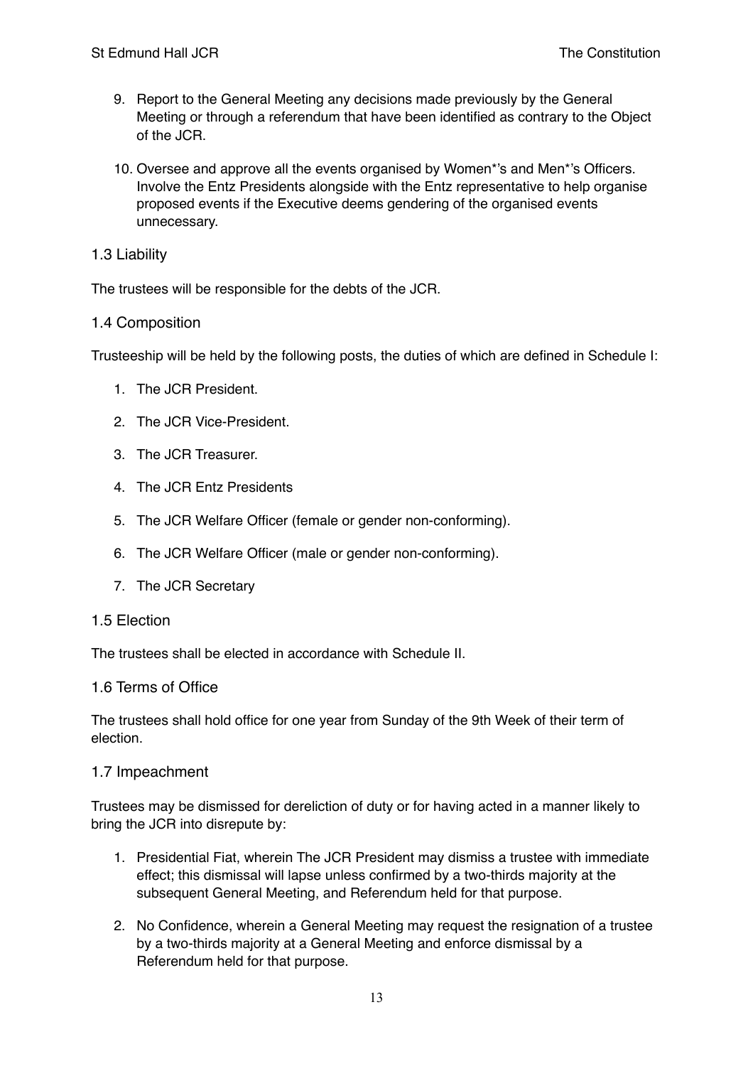9. Report to the General Meeting any decisions made previously by the General Meeting or through a referendum that have been identified as contrary to the Object of the JCR.

10. Oversee and approve all the events organised by Women*'s and Men*'s Officers. Involve the Entz Presidents alongside with the Entz representative to help organise proposed events if the Executive deems gendering of the organised events unnecessary.

### 1.3 Liability

The trustees will be responsible for the debts of the JCR.

### 1.4 Composition

Trusteeship will be held by the following posts, the duties of which are defined in Schedule I:

1. The JCR President.
2. The JCR Vice-President.
3. The JCR Treasurer.
4. The JCR Entz Presidents
5. The JCR Welfare Officer (female or gender non-conforming).
6. The JCR Welfare Officer (male or gender non-conforming).
7. The JCR Secretary

### 1.5 Election

The trustees shall be elected in accordance with Schedule II.

### 1.6 Terms of Office

The trustees shall hold office for one year from Sunday of the 9th Week of their term of election.

### 1.7 Impeachment

Trustees may be dismissed for dereliction of duty or for having acted in a manner likely to bring the JCR into disrepute by:

1. Presidential Fiat, wherein The JCR President may dismiss a trustee with immediate effect; this dismissal will lapse unless confirmed by a two-thirds majority at the subsequent General Meeting, and Referendum held for that purpose.
2. No Confidence, wherein a General Meeting may request the resignation of a trustee by a two-thirds majority at a General Meeting and enforce dismissal by a Referendum held for that purpose.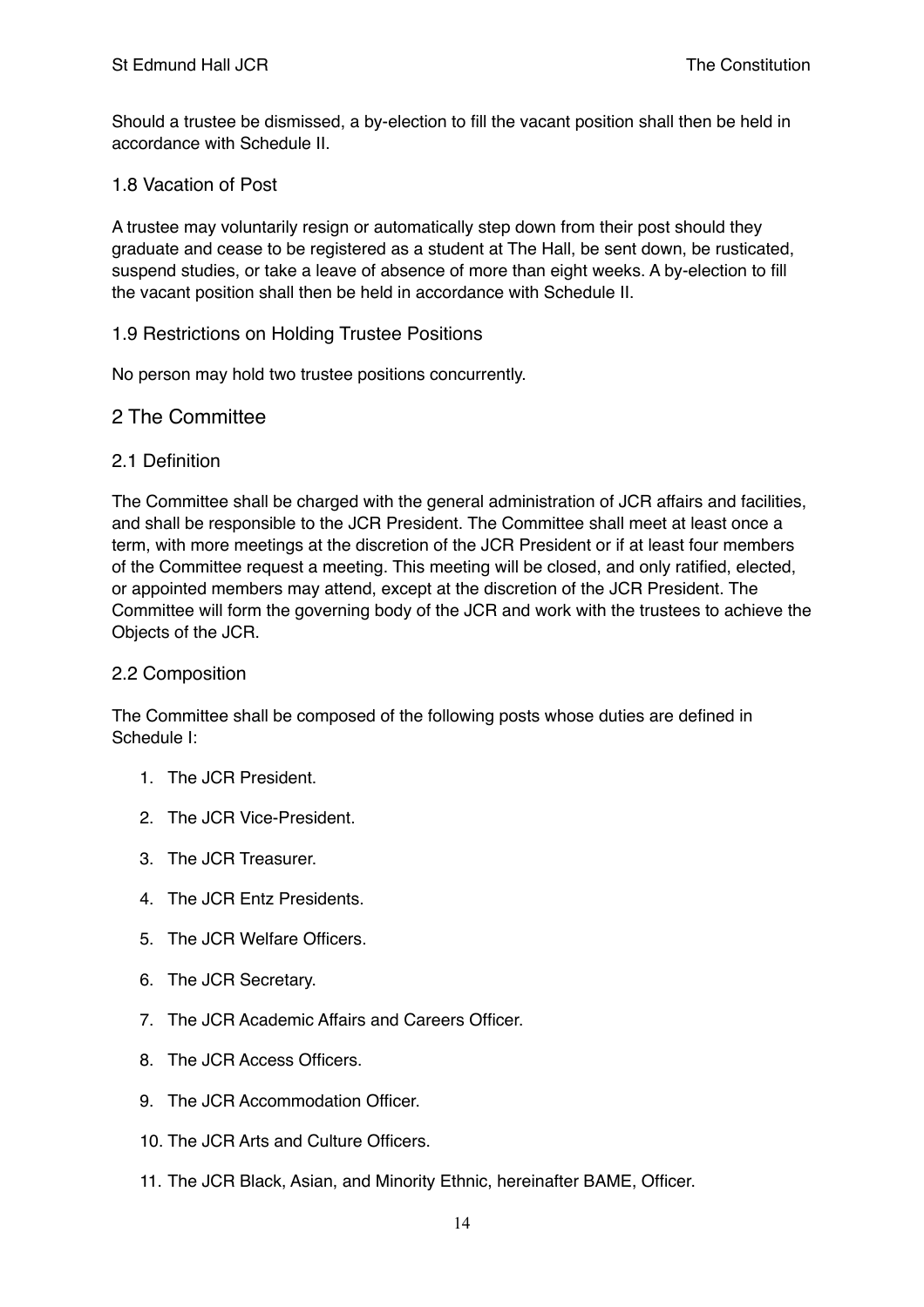Should a trustee be dismissed, a by-election to fill the vacant position shall then be held in accordance with Schedule II.

### 1.8 Vacation of Post

A trustee may voluntarily resign or automatically step down from their post should they graduate and cease to be registered as a student at The Hall, be sent down, be rusticated, suspend studies, or take a leave of absence of more than eight weeks. A by-election to fill the vacant position shall then be held in accordance with Schedule II.

### 1.9 Restrictions on Holding Trustee Positions

No person may hold two trustee positions concurrently.

## 2 The Committee

### 2.1 Definition

The Committee shall be charged with the general administration of JCR affairs and facilities, and shall be responsible to the JCR President. The Committee shall meet at least once a term, with more meetings at the discretion of the JCR President or if at least four members of the Committee request a meeting. This meeting will be closed, and only ratified, elected, or appointed members may attend, except at the discretion of the JCR President. The Committee will form the governing body of the JCR and work with the trustees to achieve the Objects of the JCR.

### 2.2 Composition

The Committee shall be composed of the following posts whose duties are defined in Schedule I:

1. The JCR President.
2. The JCR Vice-President.
3. The JCR Treasurer.
4. The JCR Entz Presidents.
5. The JCR Welfare Officers.
6. The JCR Secretary.
7. The JCR Academic Affairs and Careers Officer.
8. The JCR Access Officers.
9. The JCR Accommodation Officer.
10. The JCR Arts and Culture Officers.
11. The JCR Black, Asian, and Minority Ethnic, hereinafter BAME, Officer.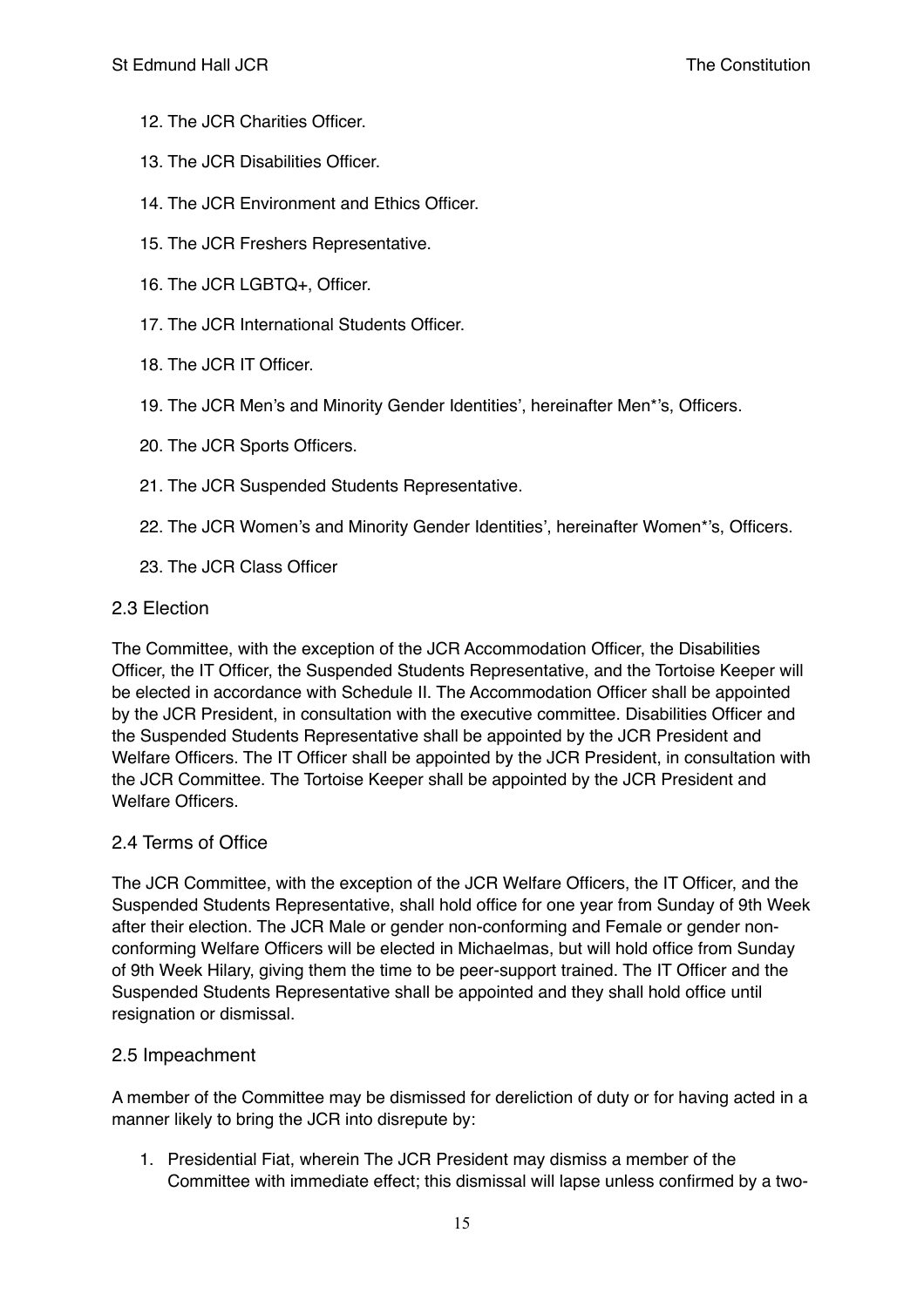12. The JCR Charities Officer.
13. The JCR Disabilities Officer.
14. The JCR Environment and Ethics Officer.
15. The JCR Freshers Representative.
16. The JCR LGBTQ+, Officer.
17. The JCR International Students Officer.
18. The JCR IT Officer.
19. The JCR Men's and Minority Gender Identities', hereinafter Men*'s, Officers.
20. The JCR Sports Officers.
21. The JCR Suspended Students Representative.
22. The JCR Women's and Minority Gender Identities', hereinafter Women*'s, Officers.
23. The JCR Class Officer

## 2.3 Election

The Committee, with the exception of the JCR Accommodation Officer, the Disabilities Officer, the IT Officer, the Suspended Students Representative, and the Tortoise Keeper will be elected in accordance with Schedule II. The Accommodation Officer shall be appointed by the JCR President, in consultation with the executive committee. Disabilities Officer and the Suspended Students Representative shall be appointed by the JCR President and Welfare Officers. The IT Officer shall be appointed by the JCR President, in consultation with the JCR Committee. The Tortoise Keeper shall be appointed by the JCR President and Welfare Officers.

## 2.4 Terms of Office

The JCR Committee, with the exception of the JCR Welfare Officers, the IT Officer, and the Suspended Students Representative, shall hold office for one year from Sunday of 9th Week after their election. The JCR Male or gender non-conforming and Female or gender non-conforming Welfare Officers will be elected in Michaelmas, but will hold office from Sunday of 9th Week Hilary, giving them the time to be peer-support trained. The IT Officer and the Suspended Students Representative shall be appointed and they shall hold office until resignation or dismissal.

## 2.5 Impeachment

A member of the Committee may be dismissed for dereliction of duty or for having acted in a manner likely to bring the JCR into disrepute by:

1. Presidential Fiat, wherein The JCR President may dismiss a member of the Committee with immediate effect; this dismissal will lapse unless confirmed by a two-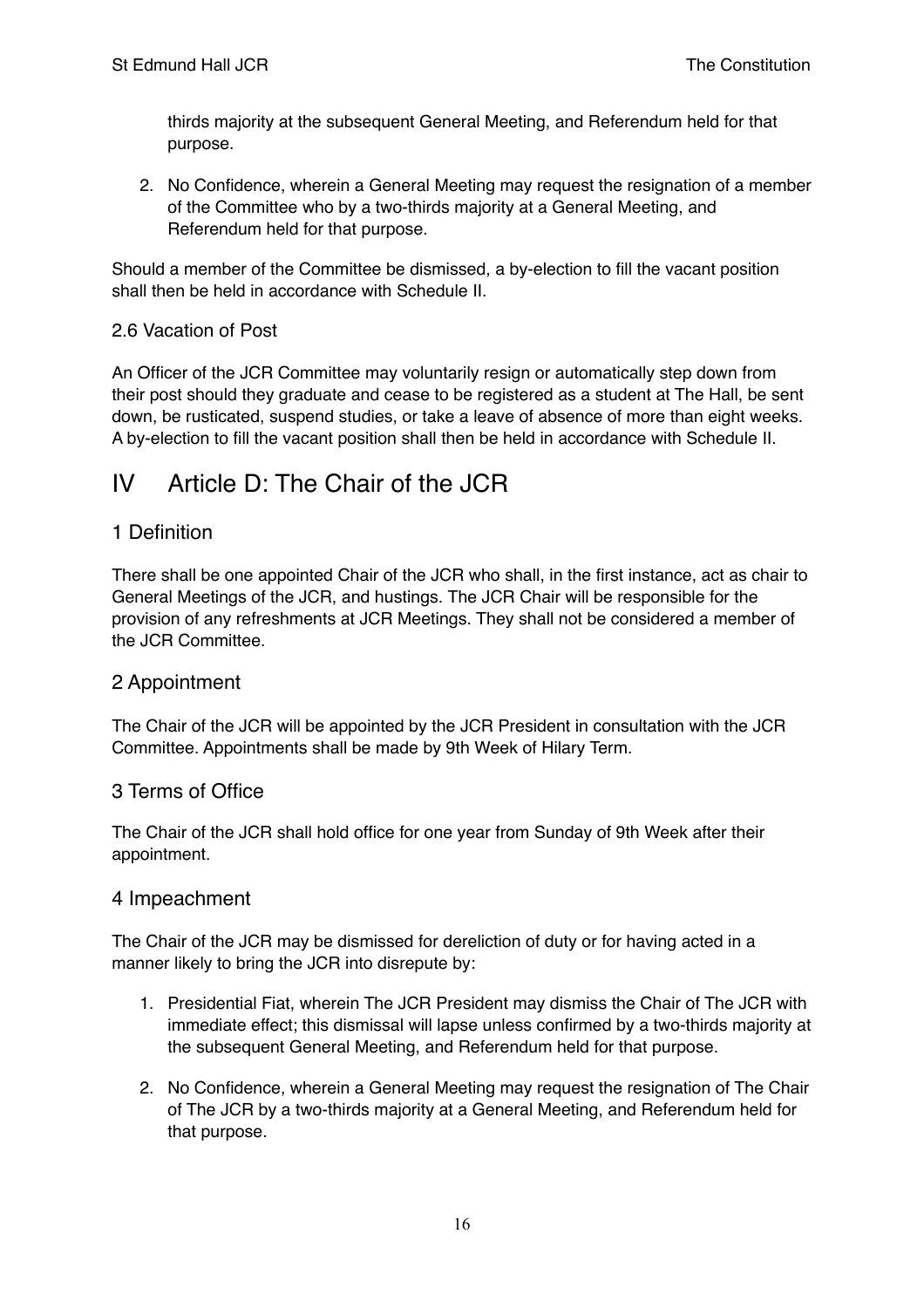thirds majority at the subsequent General Meeting, and Referendum held for that purpose.

2. No Confidence, wherein a General Meeting may request the resignation of a member of the Committee who by a two-thirds majority at a General Meeting, and Referendum held for that purpose.

Should a member of the Committee be dismissed, a by-election to fill the vacant position shall then be held in accordance with Schedule II.

### 2.6 Vacation of Post

An Officer of the JCR Committee may voluntarily resign or automatically step down from their post should they graduate and cease to be registered as a student at The Hall, be sent down, be rusticated, suspend studies, or take a leave of absence of more than eight weeks. A by-election to fill the vacant position shall then be held in accordance with Schedule II.

# IV Article D: The Chair of the JCR

## 1 Definition

There shall be one appointed Chair of the JCR who shall, in the first instance, act as chair to General Meetings of the JCR, and hustings. The JCR Chair will be responsible for the provision of any refreshments at JCR Meetings. They shall not be considered a member of the JCR Committee.

## 2 Appointment

The Chair of the JCR will be appointed by the JCR President in consultation with the JCR Committee. Appointments shall be made by 9th Week of Hilary Term.

## 3 Terms of Office

The Chair of the JCR shall hold office for one year from Sunday of 9th Week after their appointment.

## 4 Impeachment

The Chair of the JCR may be dismissed for dereliction of duty or for having acted in a manner likely to bring the JCR into disrepute by:

1. Presidential Fiat, wherein The JCR President may dismiss the Chair of The JCR with immediate effect; this dismissal will lapse unless confirmed by a two-thirds majority at the subsequent General Meeting, and Referendum held for that purpose.

2. No Confidence, wherein a General Meeting may request the resignation of The Chair of The JCR by a two-thirds majority at a General Meeting, and Referendum held for that purpose.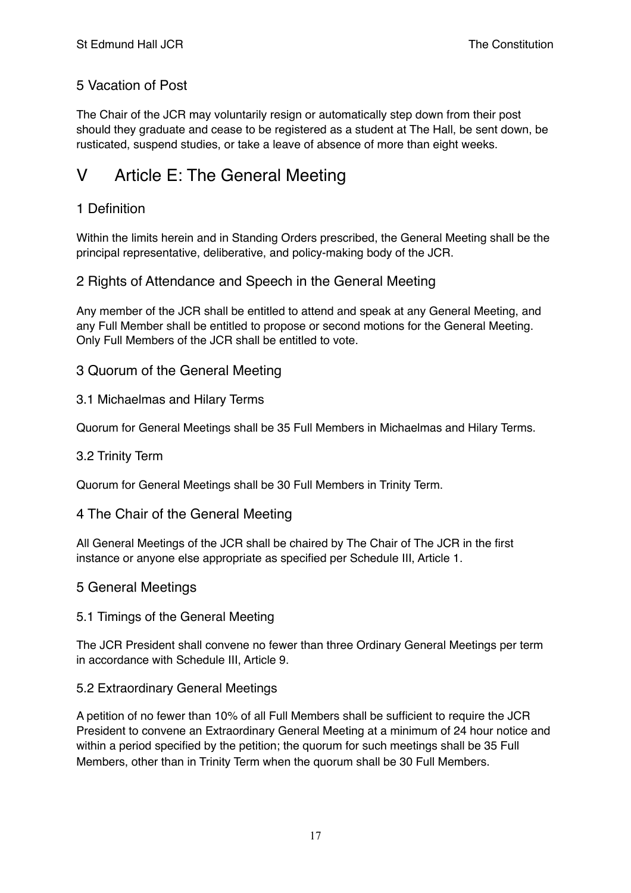## 5 Vacation of Post

The Chair of the JCR may voluntarily resign or automatically step down from their post should they graduate and cease to be registered as a student at The Hall, be sent down, be rusticated, suspend studies, or take a leave of absence of more than eight weeks.

# V Article E: The General Meeting

## 1 Definition

Within the limits herein and in Standing Orders prescribed, the General Meeting shall be the principal representative, deliberative, and policy-making body of the JCR.

## 2 Rights of Attendance and Speech in the General Meeting

Any member of the JCR shall be entitled to attend and speak at any General Meeting, and any Full Member shall be entitled to propose or second motions for the General Meeting. Only Full Members of the JCR shall be entitled to vote.

## 3 Quorum of the General Meeting

### 3.1 Michaelmas and Hilary Terms

Quorum for General Meetings shall be 35 Full Members in Michaelmas and Hilary Terms.

### 3.2 Trinity Term

Quorum for General Meetings shall be 30 Full Members in Trinity Term.

## 4 The Chair of the General Meeting

All General Meetings of the JCR shall be chaired by The Chair of The JCR in the first instance or anyone else appropriate as specified per Schedule III, Article 1.

## 5 General Meetings

### 5.1 Timings of the General Meeting

The JCR President shall convene no fewer than three Ordinary General Meetings per term in accordance with Schedule III, Article 9.

### 5.2 Extraordinary General Meetings

A petition of no fewer than 10% of all Full Members shall be sufficient to require the JCR President to convene an Extraordinary General Meeting at a minimum of 24 hour notice and within a period specified by the petition; the quorum for such meetings shall be 35 Full Members, other than in Trinity Term when the quorum shall be 30 Full Members.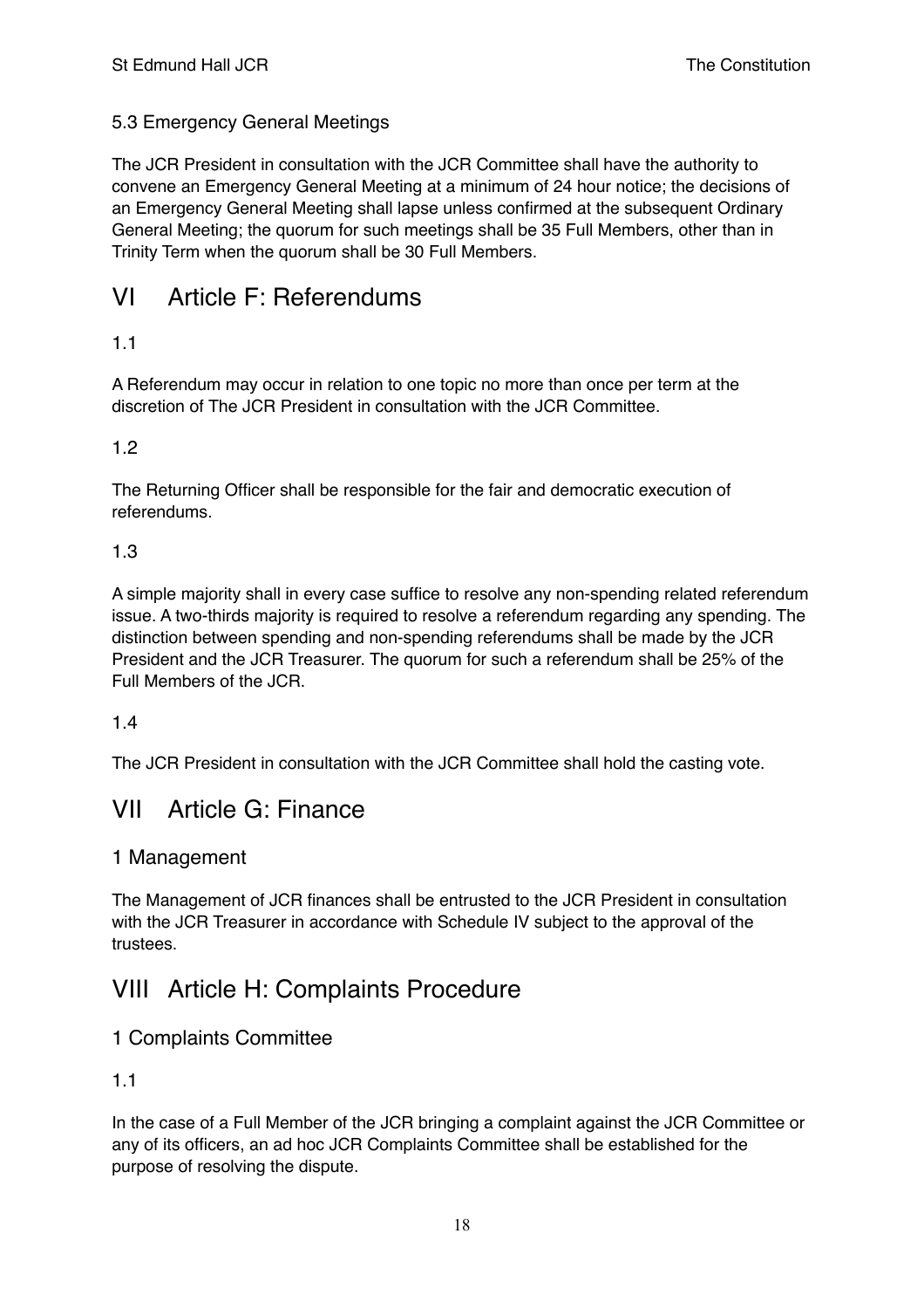### 5.3 Emergency General Meetings

The JCR President in consultation with the JCR Committee shall have the authority to convene an Emergency General Meeting at a minimum of 24 hour notice; the decisions of an Emergency General Meeting shall lapse unless confirmed at the subsequent Ordinary General Meeting; the quorum for such meetings shall be 35 Full Members, other than in Trinity Term when the quorum shall be 30 Full Members.

# VI Article F: Referendums

1.1

A Referendum may occur in relation to one topic no more than once per term at the discretion of The JCR President in consultation with the JCR Committee.

1.2

The Returning Officer shall be responsible for the fair and democratic execution of referendums.

1.3

A simple majority shall in every case suffice to resolve any non-spending related referendum issue. A two-thirds majority is required to resolve a referendum regarding any spending. The distinction between spending and non-spending referendums shall be made by the JCR President and the JCR Treasurer. The quorum for such a referendum shall be 25% of the Full Members of the JCR.

1.4

The JCR President in consultation with the JCR Committee shall hold the casting vote.

# VII Article G: Finance

## 1 Management

The Management of JCR finances shall be entrusted to the JCR President in consultation with the JCR Treasurer in accordance with Schedule IV subject to the approval of the trustees.

# VIII Article H: Complaints Procedure

## 1 Complaints Committee

1.1

In the case of a Full Member of the JCR bringing a complaint against the JCR Committee or any of its officers, an ad hoc JCR Complaints Committee shall be established for the purpose of resolving the dispute.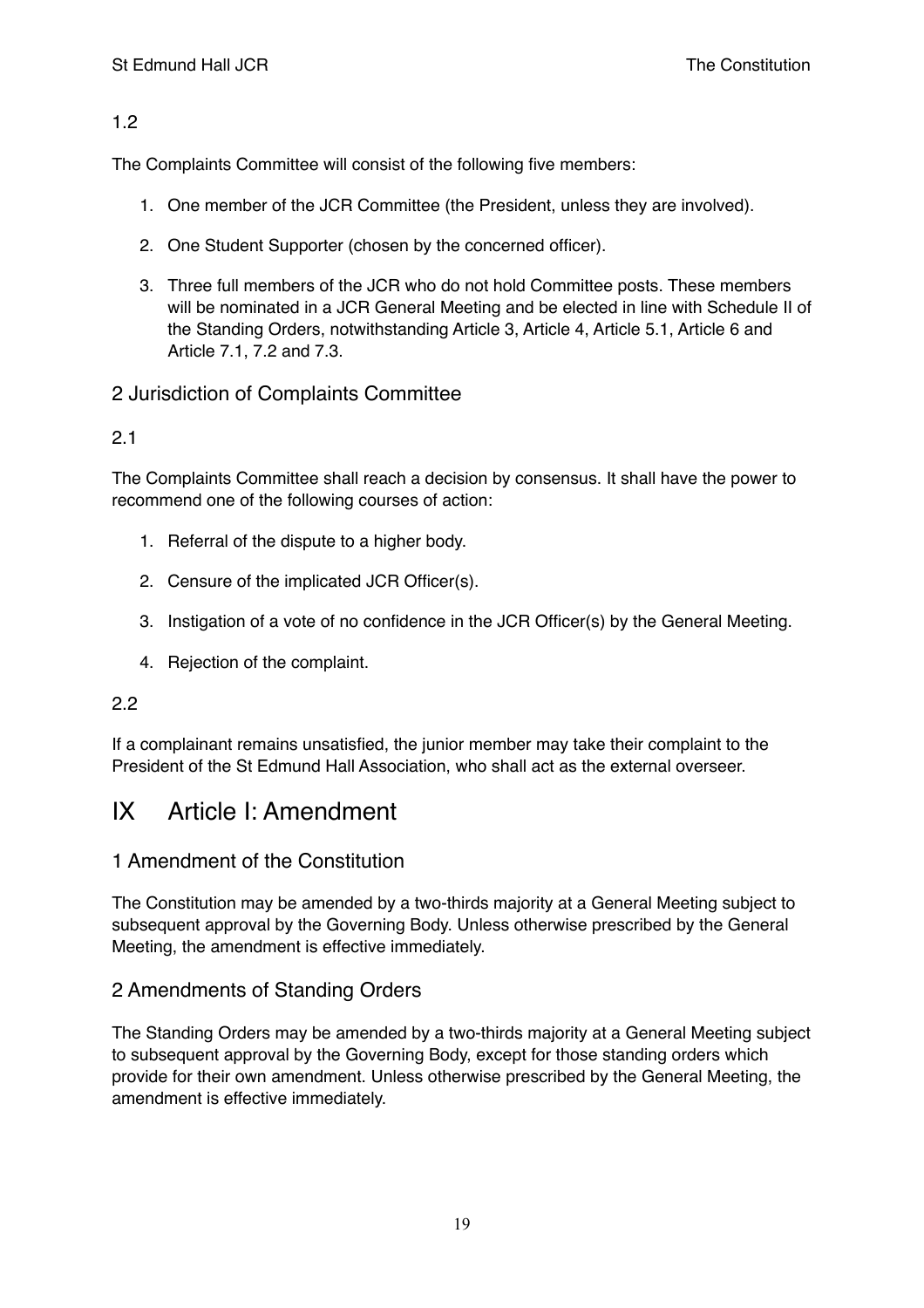### 1.2

The Complaints Committee will consist of the following five members:

1. One member of the JCR Committee (the President, unless they are involved).
2. One Student Supporter (chosen by the concerned officer).
3. Three full members of the JCR who do not hold Committee posts. These members will be nominated in a JCR General Meeting and be elected in line with Schedule II of the Standing Orders, notwithstanding Article 3, Article 4, Article 5.1, Article 6 and Article 7.1, 7.2 and 7.3.

## 2 Jurisdiction of Complaints Committee

### 2.1

The Complaints Committee shall reach a decision by consensus. It shall have the power to recommend one of the following courses of action:

1. Referral of the dispute to a higher body.
2. Censure of the implicated JCR Officer(s).
3. Instigation of a vote of no confidence in the JCR Officer(s) by the General Meeting.
4. Rejection of the complaint.

### 2.2

If a complainant remains unsatisfied, the junior member may take their complaint to the President of the St Edmund Hall Association, who shall act as the external overseer.

# IX Article I: Amendment

## 1 Amendment of the Constitution

The Constitution may be amended by a two-thirds majority at a General Meeting subject to subsequent approval by the Governing Body. Unless otherwise prescribed by the General Meeting, the amendment is effective immediately.

## 2 Amendments of Standing Orders

The Standing Orders may be amended by a two-thirds majority at a General Meeting subject to subsequent approval by the Governing Body, except for those standing orders which provide for their own amendment. Unless otherwise prescribed by the General Meeting, the amendment is effective immediately.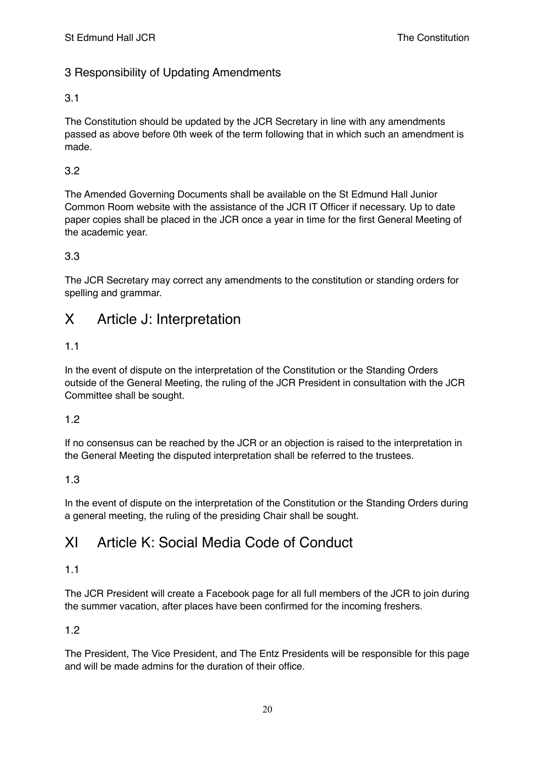### 3 Responsibility of Updating Amendments

3.1

The Constitution should be updated by the JCR Secretary in line with any amendments passed as above before 0th week of the term following that in which such an amendment is made.

3.2

The Amended Governing Documents shall be available on the St Edmund Hall Junior Common Room website with the assistance of the JCR IT Officer if necessary. Up to date paper copies shall be placed in the JCR once a year in time for the first General Meeting of the academic year.

3.3

The JCR Secretary may correct any amendments to the constitution or standing orders for spelling and grammar.

## X Article J: Interpretation

1.1

In the event of dispute on the interpretation of the Constitution or the Standing Orders outside of the General Meeting, the ruling of the JCR President in consultation with the JCR Committee shall be sought.

1.2

If no consensus can be reached by the JCR or an objection is raised to the interpretation in the General Meeting the disputed interpretation shall be referred to the trustees.

1.3

In the event of dispute on the interpretation of the Constitution or the Standing Orders during a general meeting, the ruling of the presiding Chair shall be sought.

## XI Article K: Social Media Code of Conduct

1.1

The JCR President will create a Facebook page for all full members of the JCR to join during the summer vacation, after places have been confirmed for the incoming freshers.

1.2

The President, The Vice President, and The Entz Presidents will be responsible for this page and will be made admins for the duration of their office.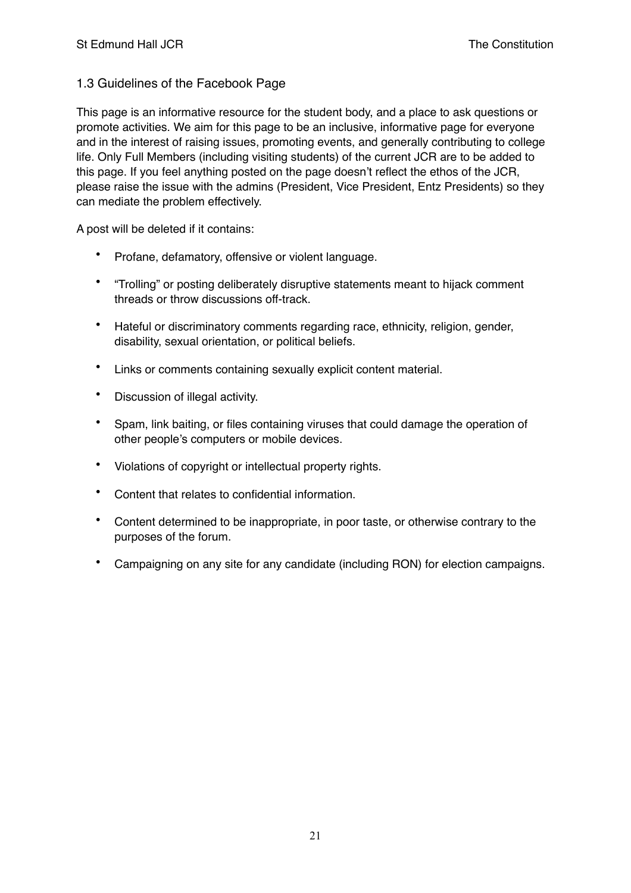## 1.3 Guidelines of the Facebook Page

This page is an informative resource for the student body, and a place to ask questions or promote activities. We aim for this page to be an inclusive, informative page for everyone and in the interest of raising issues, promoting events, and generally contributing to college life. Only Full Members (including visiting students) of the current JCR are to be added to this page. If you feel anything posted on the page doesn't reflect the ethos of the JCR, please raise the issue with the admins (President, Vice President, Entz Presidents) so they can mediate the problem effectively.

A post will be deleted if it contains:

- Profane, defamatory, offensive or violent language.
- "Trolling" or posting deliberately disruptive statements meant to hijack comment threads or throw discussions off-track.
- Hateful or discriminatory comments regarding race, ethnicity, religion, gender, disability, sexual orientation, or political beliefs.
- Links or comments containing sexually explicit content material.
- Discussion of illegal activity.
- Spam, link baiting, or files containing viruses that could damage the operation of other people's computers or mobile devices.
- Violations of copyright or intellectual property rights.
- Content that relates to confidential information.
- Content determined to be inappropriate, in poor taste, or otherwise contrary to the purposes of the forum.
- Campaigning on any site for any candidate (including RON) for election campaigns.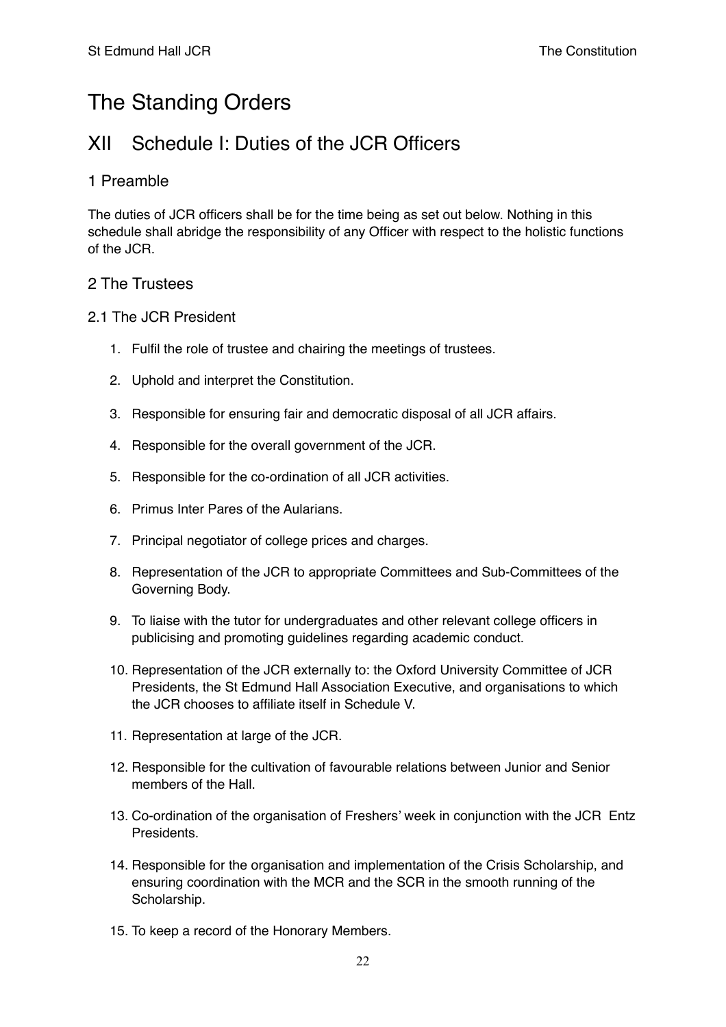# The Standing Orders

## XII Schedule I: Duties of the JCR Officers

### 1 Preamble

The duties of JCR officers shall be for the time being as set out below. Nothing in this schedule shall abridge the responsibility of any Officer with respect to the holistic functions of the JCR.

### 2 The Trustees

#### 2.1 The JCR President

1. Fulfil the role of trustee and chairing the meetings of trustees.
2. Uphold and interpret the Constitution.
3. Responsible for ensuring fair and democratic disposal of all JCR affairs.
4. Responsible for the overall government of the JCR.
5. Responsible for the co-ordination of all JCR activities.
6. Primus Inter Pares of the Aularians.
7. Principal negotiator of college prices and charges.
8. Representation of the JCR to appropriate Committees and Sub-Committees of the Governing Body.
9. To liaise with the tutor for undergraduates and other relevant college officers in publicising and promoting guidelines regarding academic conduct.
10. Representation of the JCR externally to: the Oxford University Committee of JCR Presidents, the St Edmund Hall Association Executive, and organisations to which the JCR chooses to affiliate itself in Schedule V.
11. Representation at large of the JCR.
12. Responsible for the cultivation of favourable relations between Junior and Senior members of the Hall.
13. Co-ordination of the organisation of Freshers' week in conjunction with the JCR Entz Presidents.
14. Responsible for the organisation and implementation of the Crisis Scholarship, and ensuring coordination with the MCR and the SCR in the smooth running of the Scholarship.
15. To keep a record of the Honorary Members.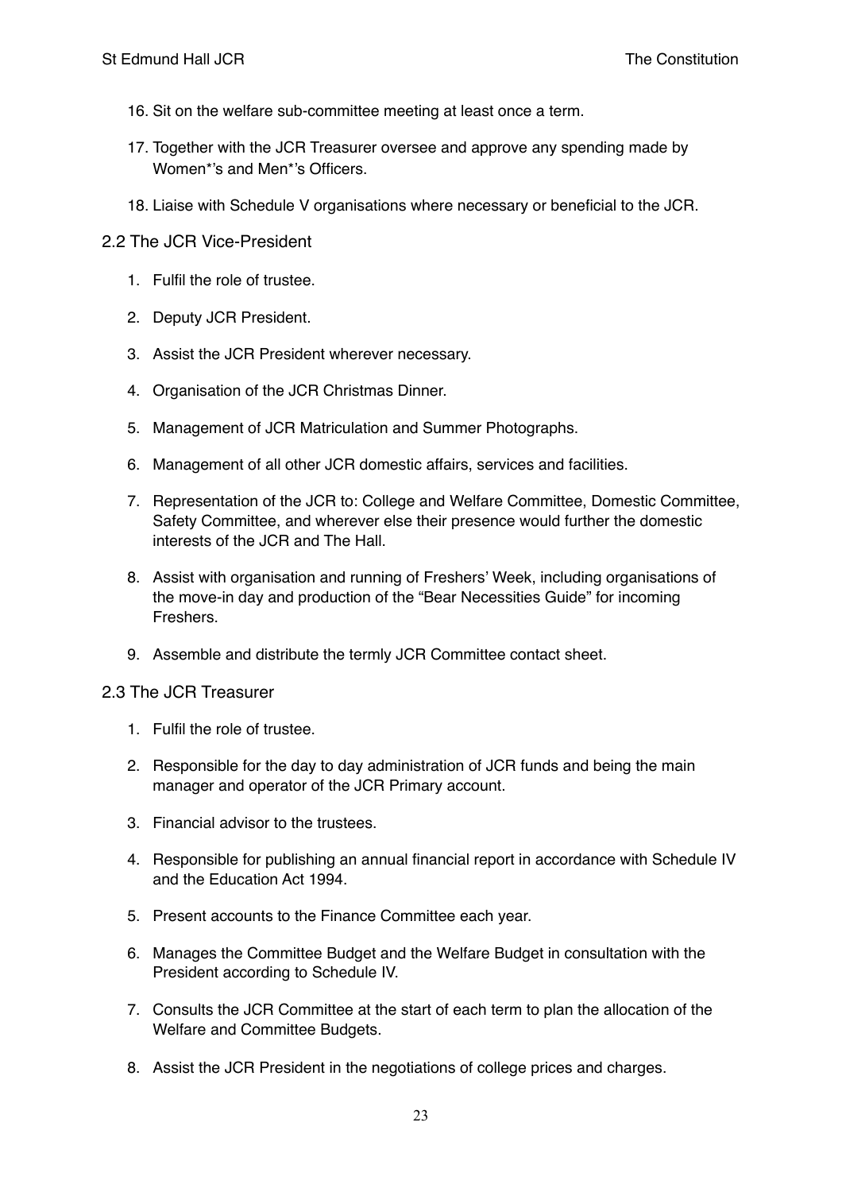16. Sit on the welfare sub-committee meeting at least once a term.

17. Together with the JCR Treasurer oversee and approve any spending made by Women*'s and Men*'s Officers.

18. Liaise with Schedule V organisations where necessary or beneficial to the JCR.

## 2.2 The JCR Vice-President

1. Fulfil the role of trustee.

2. Deputy JCR President.

3. Assist the JCR President wherever necessary.

4. Organisation of the JCR Christmas Dinner.

5. Management of JCR Matriculation and Summer Photographs.

6. Management of all other JCR domestic affairs, services and facilities.

7. Representation of the JCR to: College and Welfare Committee, Domestic Committee, Safety Committee, and wherever else their presence would further the domestic interests of the JCR and The Hall.

8. Assist with organisation and running of Freshers' Week, including organisations of the move-in day and production of the "Bear Necessities Guide" for incoming Freshers.

9. Assemble and distribute the termly JCR Committee contact sheet.

## 2.3 The JCR Treasurer

1. Fulfil the role of trustee.

2. Responsible for the day to day administration of JCR funds and being the main manager and operator of the JCR Primary account.

3. Financial advisor to the trustees.

4. Responsible for publishing an annual financial report in accordance with Schedule IV and the Education Act 1994.

5. Present accounts to the Finance Committee each year.

6. Manages the Committee Budget and the Welfare Budget in consultation with the President according to Schedule IV.

7. Consults the JCR Committee at the start of each term to plan the allocation of the Welfare and Committee Budgets.

8. Assist the JCR President in the negotiations of college prices and charges.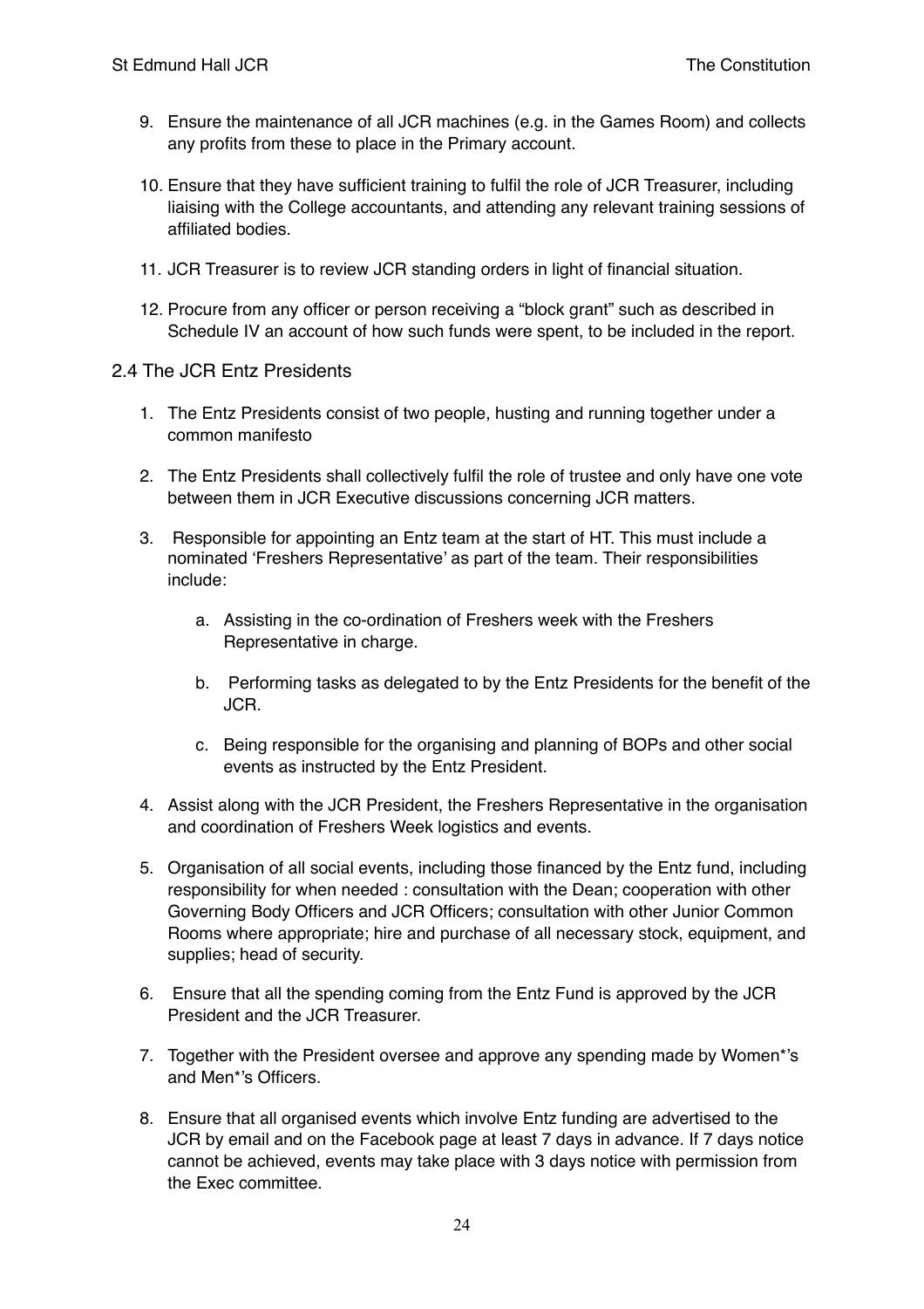9. Ensure the maintenance of all JCR machines (e.g. in the Games Room) and collects any profits from these to place in the Primary account.

10. Ensure that they have sufficient training to fulfil the role of JCR Treasurer, including liaising with the College accountants, and attending any relevant training sessions of affiliated bodies.

11. JCR Treasurer is to review JCR standing orders in light of financial situation.

12. Procure from any officer or person receiving a "block grant" such as described in Schedule IV an account of how such funds were spent, to be included in the report.

## 2.4 The JCR Entz Presidents

1. The Entz Presidents consist of two people, husting and running together under a common manifesto

2. The Entz Presidents shall collectively fulfil the role of trustee and only have one vote between them in JCR Executive discussions concerning JCR matters.

3. Responsible for appointing an Entz team at the start of HT. This must include a nominated 'Freshers Representative' as part of the team. Their responsibilities include:

    a. Assisting in the co-ordination of Freshers week with the Freshers Representative in charge.

    b. Performing tasks as delegated to by the Entz Presidents for the benefit of the JCR.

    c. Being responsible for the organising and planning of BOPs and other social events as instructed by the Entz President.

4. Assist along with the JCR President, the Freshers Representative in the organisation and coordination of Freshers Week logistics and events.

5. Organisation of all social events, including those financed by the Entz fund, including responsibility for when needed : consultation with the Dean; cooperation with other Governing Body Officers and JCR Officers; consultation with other Junior Common Rooms where appropriate; hire and purchase of all necessary stock, equipment, and supplies; head of security.

6. Ensure that all the spending coming from the Entz Fund is approved by the JCR President and the JCR Treasurer.

7. Together with the President oversee and approve any spending made by Women*'s and Men*'s Officers.

8. Ensure that all organised events which involve Entz funding are advertised to the JCR by email and on the Facebook page at least 7 days in advance. If 7 days notice cannot be achieved, events may take place with 3 days notice with permission from the Exec committee.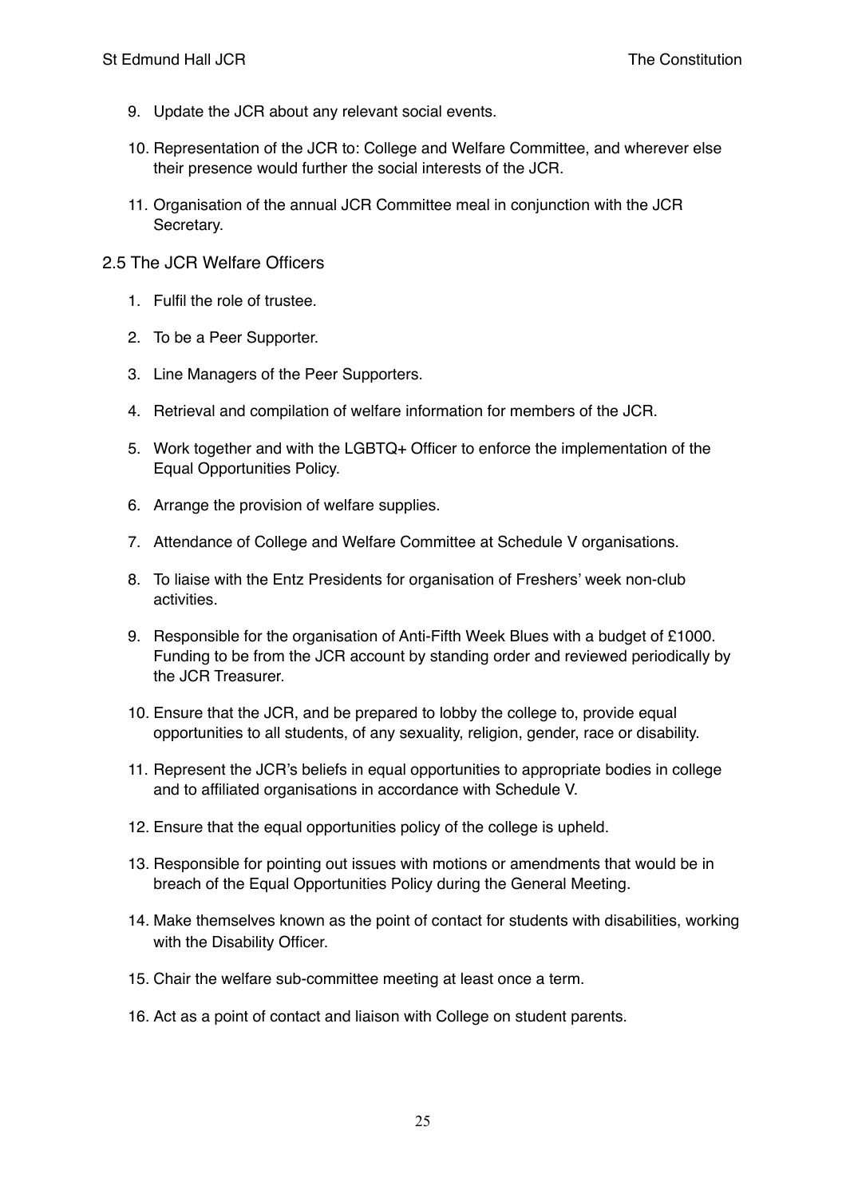9. Update the JCR about any relevant social events.

10. Representation of the JCR to: College and Welfare Committee, and wherever else their presence would further the social interests of the JCR.

11. Organisation of the annual JCR Committee meal in conjunction with the JCR Secretary.

## 2.5 The JCR Welfare Officers

1. Fulfil the role of trustee.

2. To be a Peer Supporter.

3. Line Managers of the Peer Supporters.

4. Retrieval and compilation of welfare information for members of the JCR.

5. Work together and with the LGBTQ+ Officer to enforce the implementation of the Equal Opportunities Policy.

6. Arrange the provision of welfare supplies.

7. Attendance of College and Welfare Committee at Schedule V organisations.

8. To liaise with the Entz Presidents for organisation of Freshers' week non-club activities.

9. Responsible for the organisation of Anti-Fifth Week Blues with a budget of £1000. Funding to be from the JCR account by standing order and reviewed periodically by the JCR Treasurer.

10. Ensure that the JCR, and be prepared to lobby the college to, provide equal opportunities to all students, of any sexuality, religion, gender, race or disability.

11. Represent the JCR's beliefs in equal opportunities to appropriate bodies in college and to affiliated organisations in accordance with Schedule V.

12. Ensure that the equal opportunities policy of the college is upheld.

13. Responsible for pointing out issues with motions or amendments that would be in breach of the Equal Opportunities Policy during the General Meeting.

14. Make themselves known as the point of contact for students with disabilities, working with the Disability Officer.

15. Chair the welfare sub-committee meeting at least once a term.

16. Act as a point of contact and liaison with College on student parents.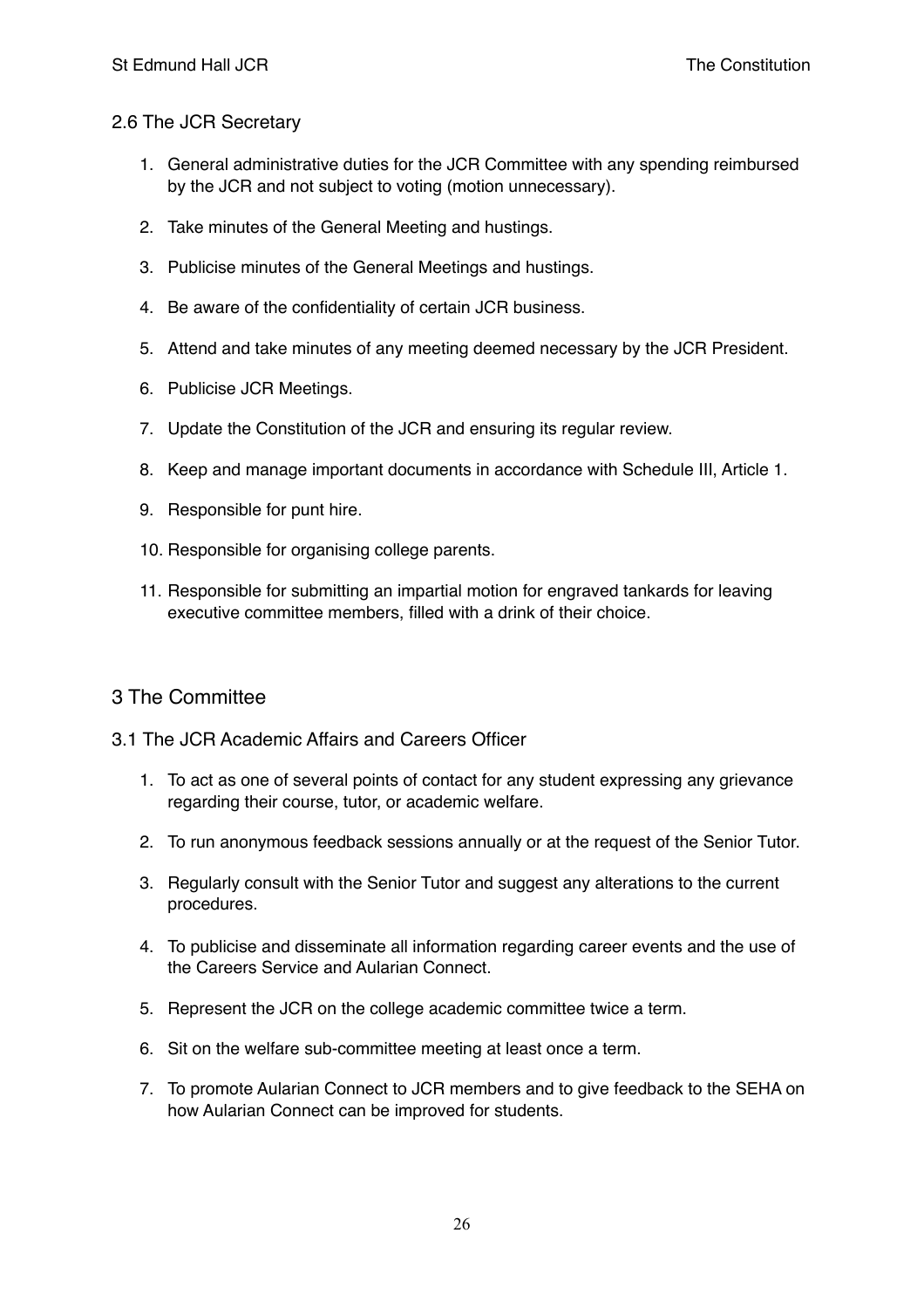### 2.6 The JCR Secretary

1. General administrative duties for the JCR Committee with any spending reimbursed by the JCR and not subject to voting (motion unnecessary).
2. Take minutes of the General Meeting and hustings.
3. Publicise minutes of the General Meetings and hustings.
4. Be aware of the confidentiality of certain JCR business.
5. Attend and take minutes of any meeting deemed necessary by the JCR President.
6. Publicise JCR Meetings.
7. Update the Constitution of the JCR and ensuring its regular review.
8. Keep and manage important documents in accordance with Schedule III, Article 1.
9. Responsible for punt hire.
10. Responsible for organising college parents.
11. Responsible for submitting an impartial motion for engraved tankards for leaving executive committee members, filled with a drink of their choice.

## 3 The Committee

### 3.1 The JCR Academic Affairs and Careers Officer

1. To act as one of several points of contact for any student expressing any grievance regarding their course, tutor, or academic welfare.
2. To run anonymous feedback sessions annually or at the request of the Senior Tutor.
3. Regularly consult with the Senior Tutor and suggest any alterations to the current procedures.
4. To publicise and disseminate all information regarding career events and the use of the Careers Service and Aularian Connect.
5. Represent the JCR on the college academic committee twice a term.
6. Sit on the welfare sub-committee meeting at least once a term.
7. To promote Aularian Connect to JCR members and to give feedback to the SEHA on how Aularian Connect can be improved for students.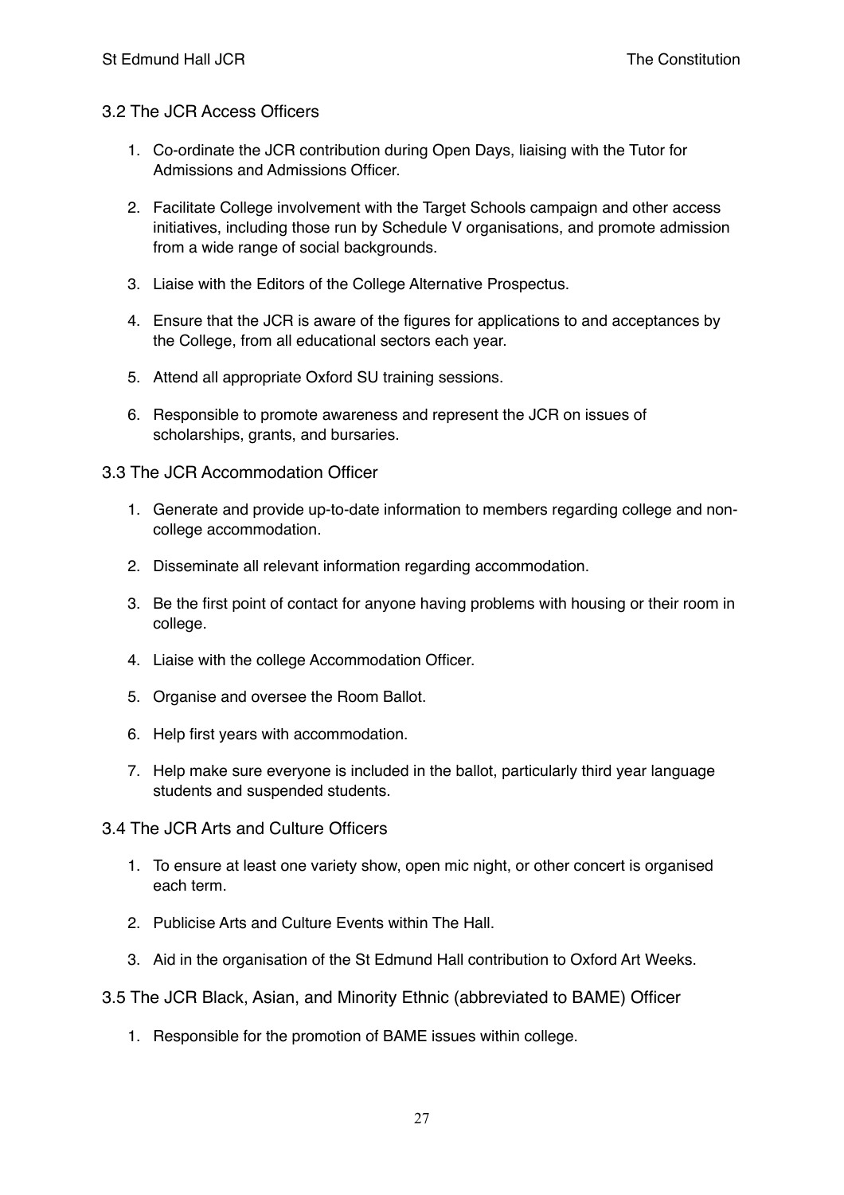### 3.2 The JCR Access Officers

1. Co-ordinate the JCR contribution during Open Days, liaising with the Tutor for Admissions and Admissions Officer.
2. Facilitate College involvement with the Target Schools campaign and other access initiatives, including those run by Schedule V organisations, and promote admission from a wide range of social backgrounds.
3. Liaise with the Editors of the College Alternative Prospectus.
4. Ensure that the JCR is aware of the figures for applications to and acceptances by the College, from all educational sectors each year.
5. Attend all appropriate Oxford SU training sessions.
6. Responsible to promote awareness and represent the JCR on issues of scholarships, grants, and bursaries.

### 3.3 The JCR Accommodation Officer

1. Generate and provide up-to-date information to members regarding college and non-college accommodation.
2. Disseminate all relevant information regarding accommodation.
3. Be the first point of contact for anyone having problems with housing or their room in college.
4. Liaise with the college Accommodation Officer.
5. Organise and oversee the Room Ballot.
6. Help first years with accommodation.
7. Help make sure everyone is included in the ballot, particularly third year language students and suspended students.

### 3.4 The JCR Arts and Culture Officers

1. To ensure at least one variety show, open mic night, or other concert is organised each term.
2. Publicise Arts and Culture Events within The Hall.
3. Aid in the organisation of the St Edmund Hall contribution to Oxford Art Weeks.

### 3.5 The JCR Black, Asian, and Minority Ethnic (abbreviated to BAME) Officer

1. Responsible for the promotion of BAME issues within college.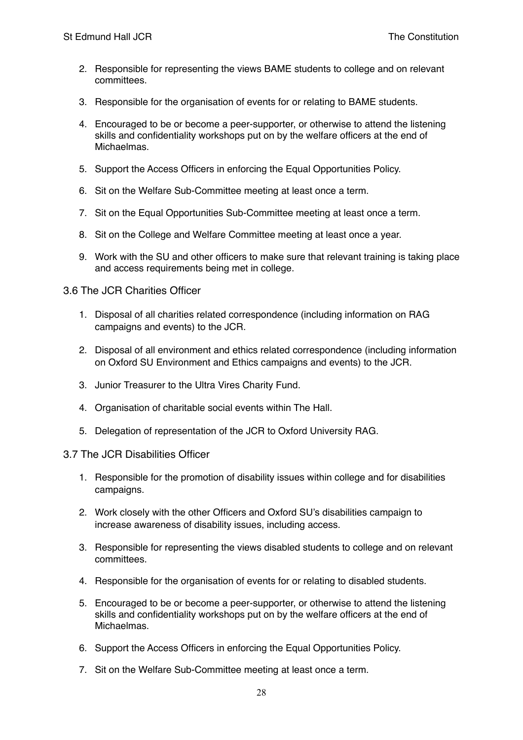2. Responsible for representing the views BAME students to college and on relevant committees.
3. Responsible for the organisation of events for or relating to BAME students.
4. Encouraged to be or become a peer-supporter, or otherwise to attend the listening skills and confidentiality workshops put on by the welfare officers at the end of Michaelmas.
5. Support the Access Officers in enforcing the Equal Opportunities Policy.
6. Sit on the Welfare Sub-Committee meeting at least once a term.
7. Sit on the Equal Opportunities Sub-Committee meeting at least once a term.
8. Sit on the College and Welfare Committee meeting at least once a year.
9. Work with the SU and other officers to make sure that relevant training is taking place and access requirements being met in college.

### 3.6 The JCR Charities Officer

1. Disposal of all charities related correspondence (including information on RAG campaigns and events) to the JCR.
2. Disposal of all environment and ethics related correspondence (including information on Oxford SU Environment and Ethics campaigns and events) to the JCR.
3. Junior Treasurer to the Ultra Vires Charity Fund.
4. Organisation of charitable social events within The Hall.
5. Delegation of representation of the JCR to Oxford University RAG.

### 3.7 The JCR Disabilities Officer

1. Responsible for the promotion of disability issues within college and for disabilities campaigns.
2. Work closely with the other Officers and Oxford SU's disabilities campaign to increase awareness of disability issues, including access.
3. Responsible for representing the views disabled students to college and on relevant committees.
4. Responsible for the organisation of events for or relating to disabled students.
5. Encouraged to be or become a peer-supporter, or otherwise to attend the listening skills and confidentiality workshops put on by the welfare officers at the end of Michaelmas.
6. Support the Access Officers in enforcing the Equal Opportunities Policy.
7. Sit on the Welfare Sub-Committee meeting at least once a term.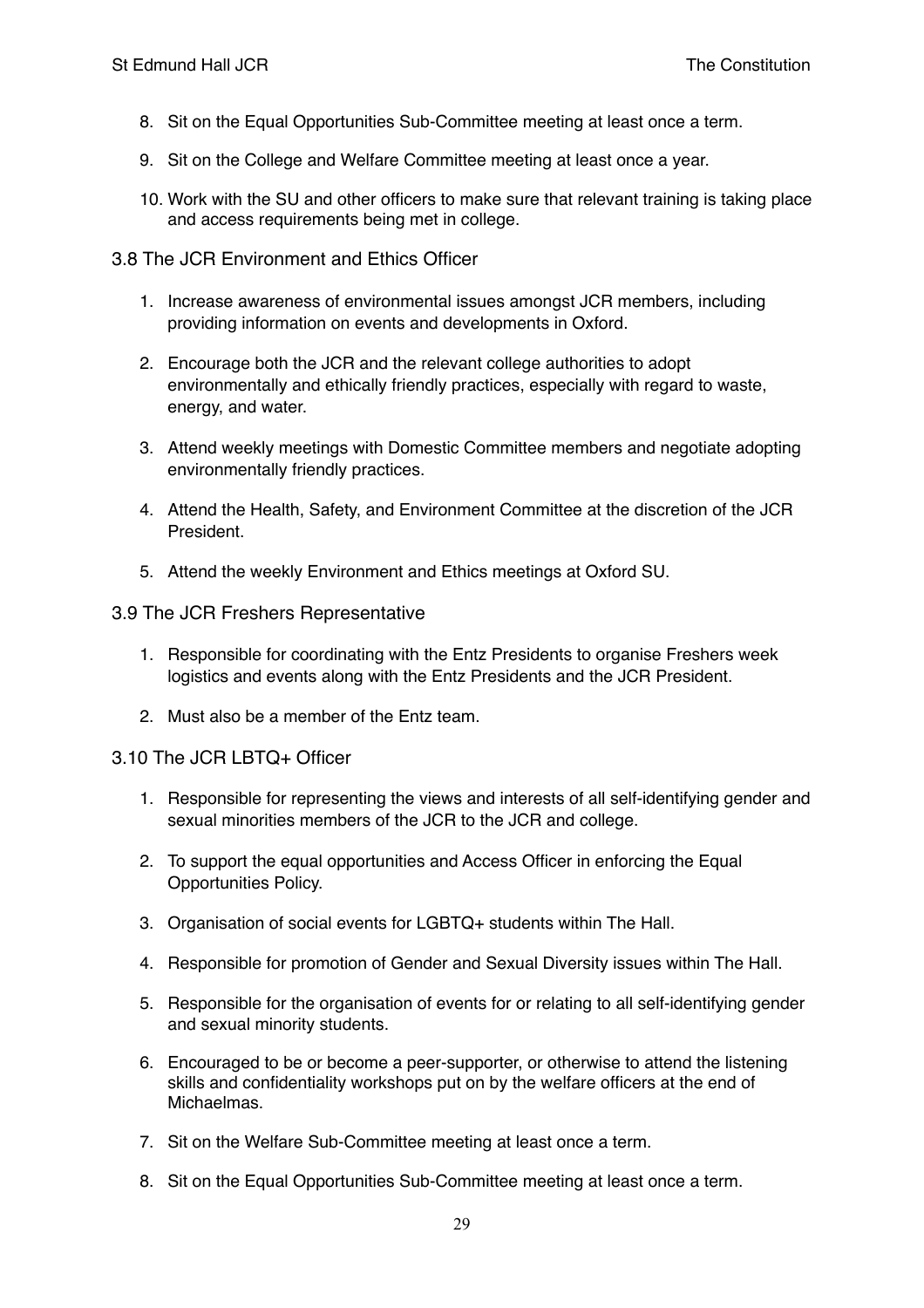8. Sit on the Equal Opportunities Sub-Committee meeting at least once a term.

9. Sit on the College and Welfare Committee meeting at least once a year.

10. Work with the SU and other officers to make sure that relevant training is taking place and access requirements being met in college.

### 3.8 The JCR Environment and Ethics Officer

1. Increase awareness of environmental issues amongst JCR members, including providing information on events and developments in Oxford.

2. Encourage both the JCR and the relevant college authorities to adopt environmentally and ethically friendly practices, especially with regard to waste, energy, and water.

3. Attend weekly meetings with Domestic Committee members and negotiate adopting environmentally friendly practices.

4. Attend the Health, Safety, and Environment Committee at the discretion of the JCR President.

5. Attend the weekly Environment and Ethics meetings at Oxford SU.

### 3.9 The JCR Freshers Representative

1. Responsible for coordinating with the Entz Presidents to organise Freshers week logistics and events along with the Entz Presidents and the JCR President.

2. Must also be a member of the Entz team.

### 3.10 The JCR LBTQ+ Officer

1. Responsible for representing the views and interests of all self-identifying gender and sexual minorities members of the JCR to the JCR and college.

2. To support the equal opportunities and Access Officer in enforcing the Equal Opportunities Policy.

3. Organisation of social events for LGBTQ+ students within The Hall.

4. Responsible for promotion of Gender and Sexual Diversity issues within The Hall.

5. Responsible for the organisation of events for or relating to all self-identifying gender and sexual minority students.

6. Encouraged to be or become a peer-supporter, or otherwise to attend the listening skills and confidentiality workshops put on by the welfare officers at the end of Michaelmas.

7. Sit on the Welfare Sub-Committee meeting at least once a term.

8. Sit on the Equal Opportunities Sub-Committee meeting at least once a term.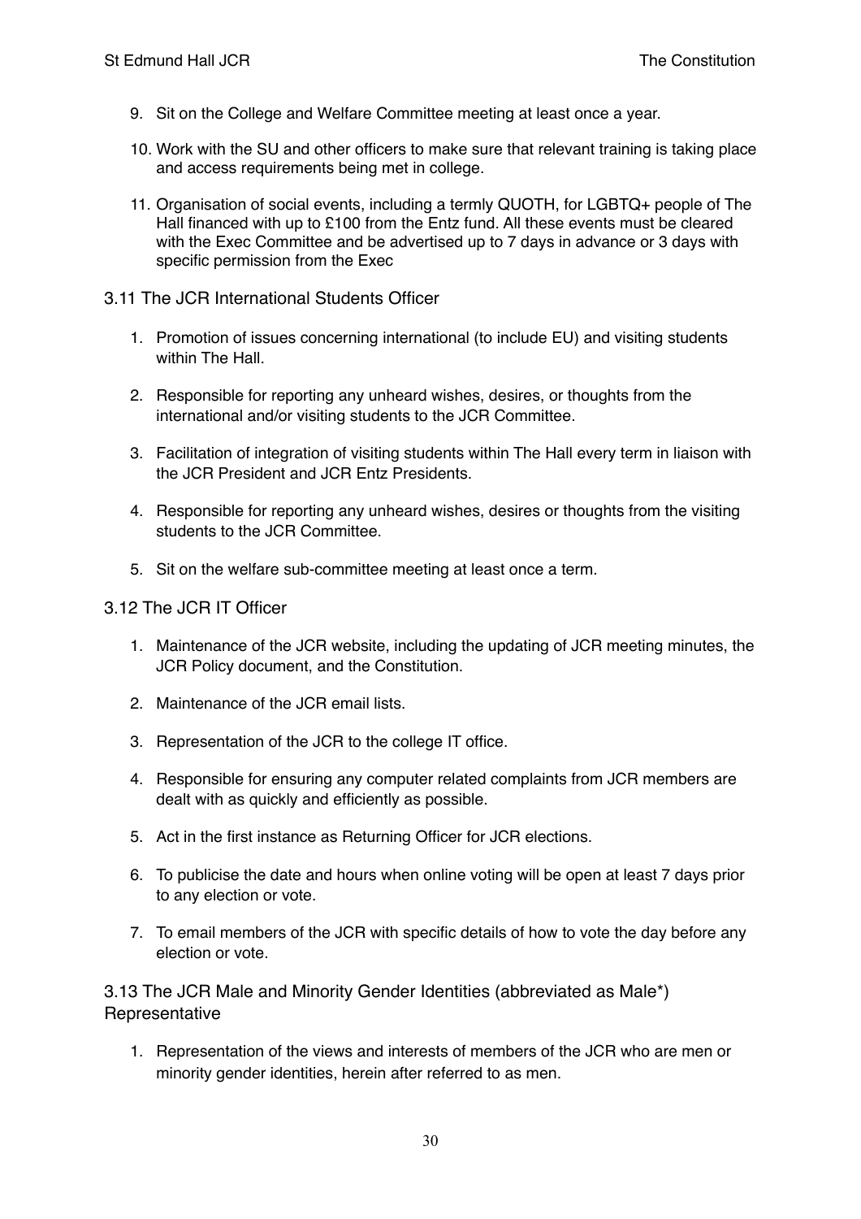9. Sit on the College and Welfare Committee meeting at least once a year.

10. Work with the SU and other officers to make sure that relevant training is taking place and access requirements being met in college.

11. Organisation of social events, including a termly QUOTH, for LGBTQ+ people of The Hall financed with up to £100 from the Entz fund. All these events must be cleared with the Exec Committee and be advertised up to 7 days in advance or 3 days with specific permission from the Exec

### 3.11 The JCR International Students Officer

1. Promotion of issues concerning international (to include EU) and visiting students within The Hall.

2. Responsible for reporting any unheard wishes, desires, or thoughts from the international and/or visiting students to the JCR Committee.

3. Facilitation of integration of visiting students within The Hall every term in liaison with the JCR President and JCR Entz Presidents.

4. Responsible for reporting any unheard wishes, desires or thoughts from the visiting students to the JCR Committee.

5. Sit on the welfare sub-committee meeting at least once a term.

### 3.12 The JCR IT Officer

1. Maintenance of the JCR website, including the updating of JCR meeting minutes, the JCR Policy document, and the Constitution.

2. Maintenance of the JCR email lists.

3. Representation of the JCR to the college IT office.

4. Responsible for ensuring any computer related complaints from JCR members are dealt with as quickly and efficiently as possible.

5. Act in the first instance as Returning Officer for JCR elections.

6. To publicise the date and hours when online voting will be open at least 7 days prior to any election or vote.

7. To email members of the JCR with specific details of how to vote the day before any election or vote.

### 3.13 The JCR Male and Minority Gender Identities (abbreviated as Male*) Representative

1. Representation of the views and interests of members of the JCR who are men or minority gender identities, herein after referred to as men.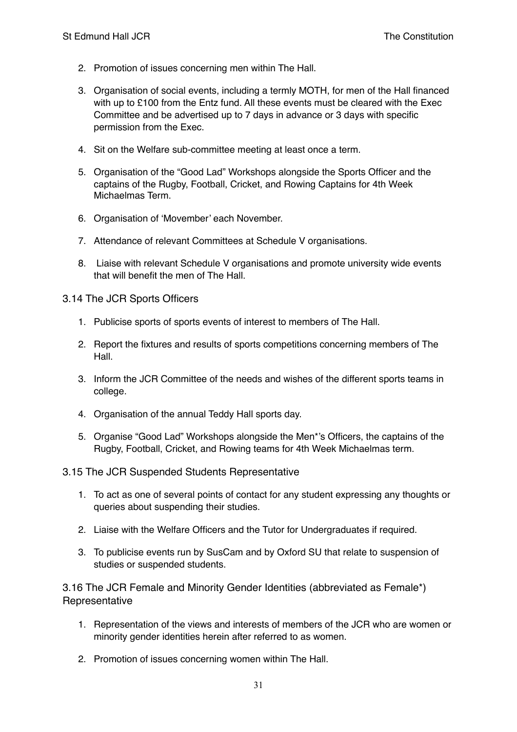2. Promotion of issues concerning men within The Hall.

3. Organisation of social events, including a termly MOTH, for men of the Hall financed with up to £100 from the Entz fund. All these events must be cleared with the Exec Committee and be advertised up to 7 days in advance or 3 days with specific permission from the Exec.

4. Sit on the Welfare sub-committee meeting at least once a term.

5. Organisation of the "Good Lad" Workshops alongside the Sports Officer and the captains of the Rugby, Football, Cricket, and Rowing Captains for 4th Week Michaelmas Term.

6. Organisation of 'Movember' each November.

7. Attendance of relevant Committees at Schedule V organisations.

8. Liaise with relevant Schedule V organisations and promote university wide events that will benefit the men of The Hall.

### 3.14 The JCR Sports Officers

1. Publicise sports of sports events of interest to members of The Hall.

2. Report the fixtures and results of sports competitions concerning members of The Hall.

3. Inform the JCR Committee of the needs and wishes of the different sports teams in college.

4. Organisation of the annual Teddy Hall sports day.

5. Organise "Good Lad" Workshops alongside the Men*'s Officers, the captains of the Rugby, Football, Cricket, and Rowing teams for 4th Week Michaelmas term.

### 3.15 The JCR Suspended Students Representative

1. To act as one of several points of contact for any student expressing any thoughts or queries about suspending their studies.

2. Liaise with the Welfare Officers and the Tutor for Undergraduates if required.

3. To publicise events run by SusCam and by Oxford SU that relate to suspension of studies or suspended students.

### 3.16 The JCR Female and Minority Gender Identities (abbreviated as Female*) Representative

1. Representation of the views and interests of members of the JCR who are women or minority gender identities herein after referred to as women.

2. Promotion of issues concerning women within The Hall.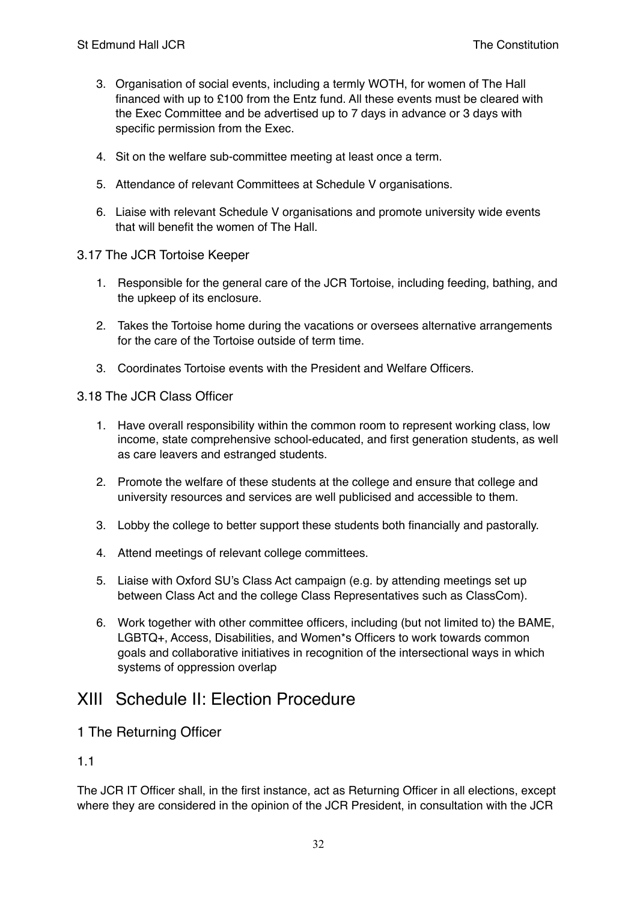3. Organisation of social events, including a termly WOTH, for women of The Hall financed with up to £100 from the Entz fund. All these events must be cleared with the Exec Committee and be advertised up to 7 days in advance or 3 days with specific permission from the Exec.

4. Sit on the welfare sub-committee meeting at least once a term.

5. Attendance of relevant Committees at Schedule V organisations.

6. Liaise with relevant Schedule V organisations and promote university wide events that will benefit the women of The Hall.

### 3.17 The JCR Tortoise Keeper

1. Responsible for the general care of the JCR Tortoise, including feeding, bathing, and the upkeep of its enclosure.

2. Takes the Tortoise home during the vacations or oversees alternative arrangements for the care of the Tortoise outside of term time.

3. Coordinates Tortoise events with the President and Welfare Officers.

### 3.18 The JCR Class Officer

1. Have overall responsibility within the common room to represent working class, low income, state comprehensive school-educated, and first generation students, as well as care leavers and estranged students.

2. Promote the welfare of these students at the college and ensure that college and university resources and services are well publicised and accessible to them.

3. Lobby the college to better support these students both financially and pastorally.

4. Attend meetings of relevant college committees.

5. Liaise with Oxford SU's Class Act campaign (e.g. by attending meetings set up between Class Act and the college Class Representatives such as ClassCom).

6. Work together with other committee officers, including (but not limited to) the BAME, LGBTQ+, Access, Disabilities, and Women*s Officers to work towards common goals and collaborative initiatives in recognition of the intersectional ways in which systems of oppression overlap

# XIII Schedule II: Election Procedure

## 1 The Returning Officer

### 1.1

The JCR IT Officer shall, in the first instance, act as Returning Officer in all elections, except where they are considered in the opinion of the JCR President, in consultation with the JCR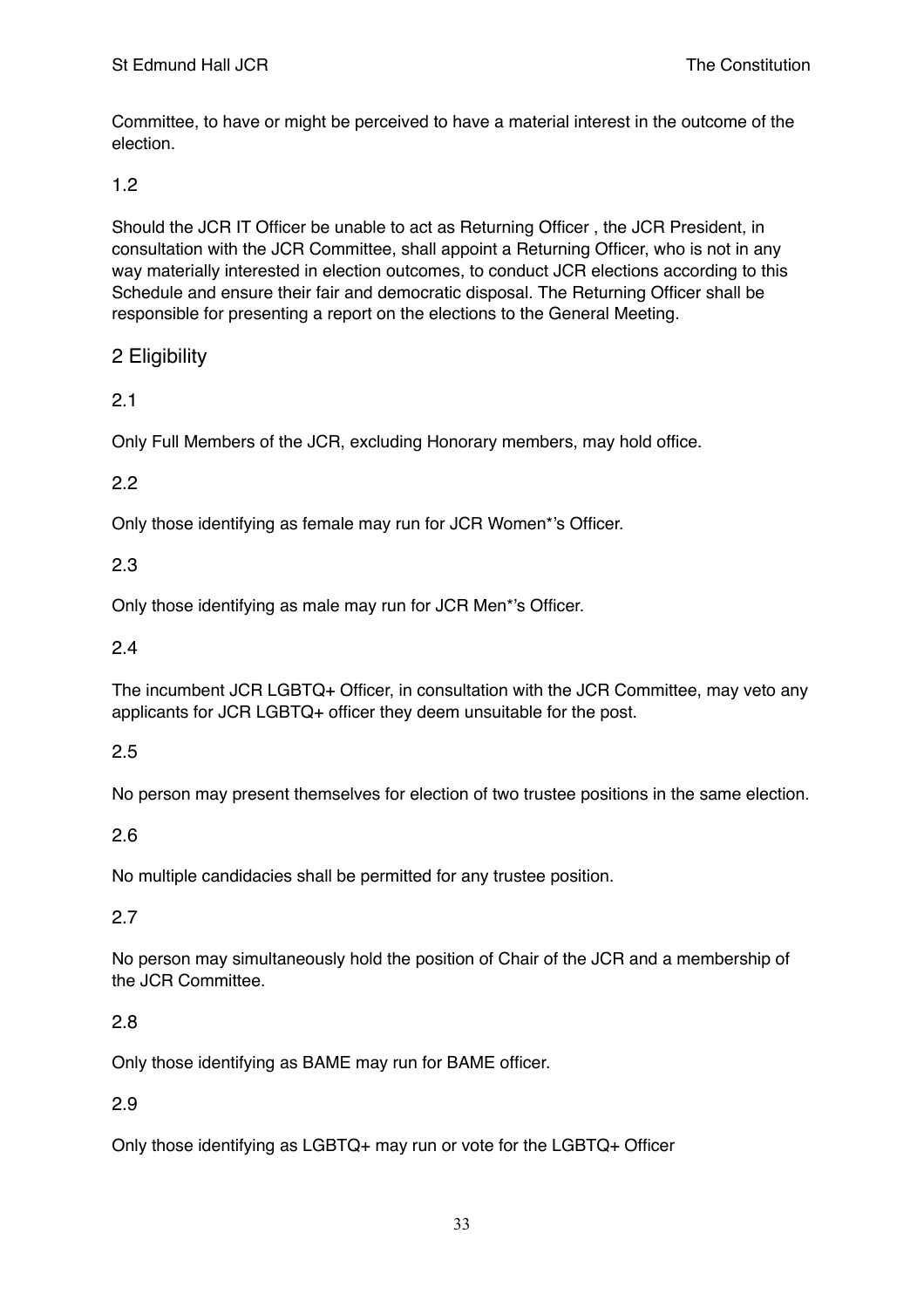Committee, to have or might be perceived to have a material interest in the outcome of the election.

1.2

Should the JCR IT Officer be unable to act as Returning Officer , the JCR President, in consultation with the JCR Committee, shall appoint a Returning Officer, who is not in any way materially interested in election outcomes, to conduct JCR elections according to this Schedule and ensure their fair and democratic disposal. The Returning Officer shall be responsible for presenting a report on the elections to the General Meeting.

## 2 Eligibility

2.1

Only Full Members of the JCR, excluding Honorary members, may hold office.

2.2

Only those identifying as female may run for JCR Women*'s Officer.

2.3

Only those identifying as male may run for JCR Men*'s Officer.

2.4

The incumbent JCR LGBTQ+ Officer, in consultation with the JCR Committee, may veto any applicants for JCR LGBTQ+ officer they deem unsuitable for the post.

2.5

No person may present themselves for election of two trustee positions in the same election.

2.6

No multiple candidacies shall be permitted for any trustee position.

2.7

No person may simultaneously hold the position of Chair of the JCR and a membership of the JCR Committee.

2.8

Only those identifying as BAME may run for BAME officer.

2.9

Only those identifying as LGBTQ+ may run or vote for the LGBTQ+ Officer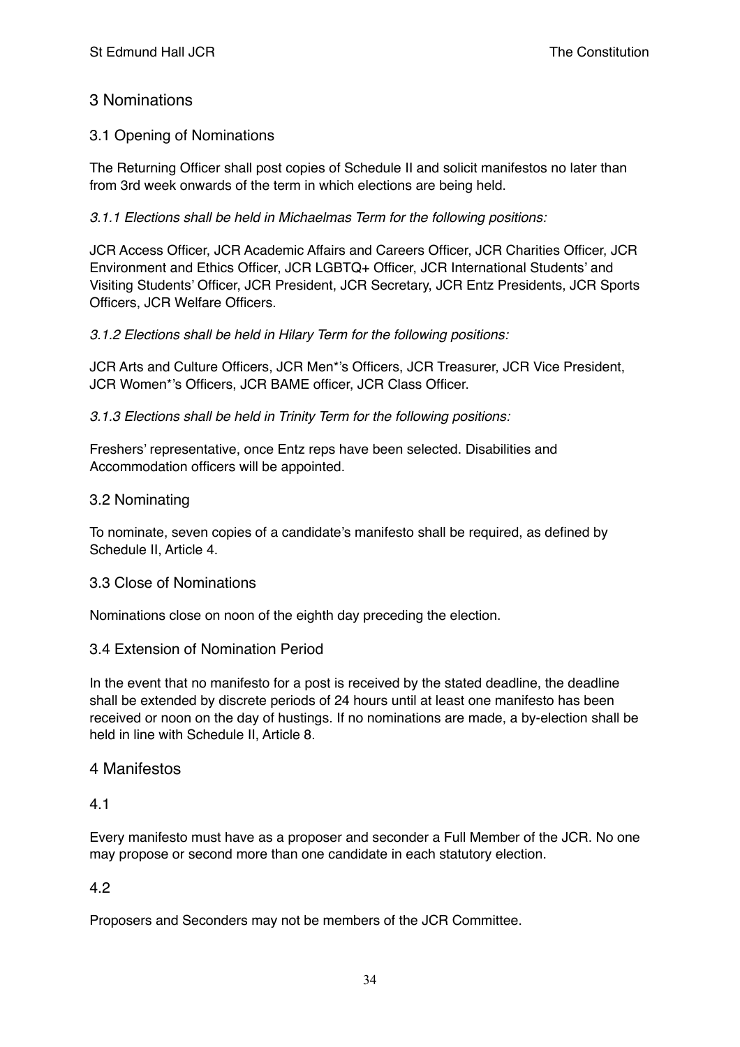## 3 Nominations

### 3.1 Opening of Nominations

The Returning Officer shall post copies of Schedule II and solicit manifestos no later than from 3rd week onwards of the term in which elections are being held.

*3.1.1 Elections shall be held in Michaelmas Term for the following positions:*

JCR Access Officer, JCR Academic Affairs and Careers Officer, JCR Charities Officer, JCR Environment and Ethics Officer, JCR LGBTQ+ Officer, JCR International Students' and Visiting Students' Officer, JCR President, JCR Secretary, JCR Entz Presidents, JCR Sports Officers, JCR Welfare Officers.

*3.1.2 Elections shall be held in Hilary Term for the following positions:*

JCR Arts and Culture Officers, JCR Men*'s Officers, JCR Treasurer, JCR Vice President, JCR Women*'s Officers, JCR BAME officer, JCR Class Officer.

*3.1.3 Elections shall be held in Trinity Term for the following positions:*

Freshers' representative, once Entz reps have been selected. Disabilities and Accommodation officers will be appointed.

### 3.2 Nominating

To nominate, seven copies of a candidate's manifesto shall be required, as defined by Schedule II, Article 4.

### 3.3 Close of Nominations

Nominations close on noon of the eighth day preceding the election.

### 3.4 Extension of Nomination Period

In the event that no manifesto for a post is received by the stated deadline, the deadline shall be extended by discrete periods of 24 hours until at least one manifesto has been received or noon on the day of hustings. If no nominations are made, a by-election shall be held in line with Schedule II, Article 8.

## 4 Manifestos

### 4.1

Every manifesto must have as a proposer and seconder a Full Member of the JCR. No one may propose or second more than one candidate in each statutory election.

### 4.2

Proposers and Seconders may not be members of the JCR Committee.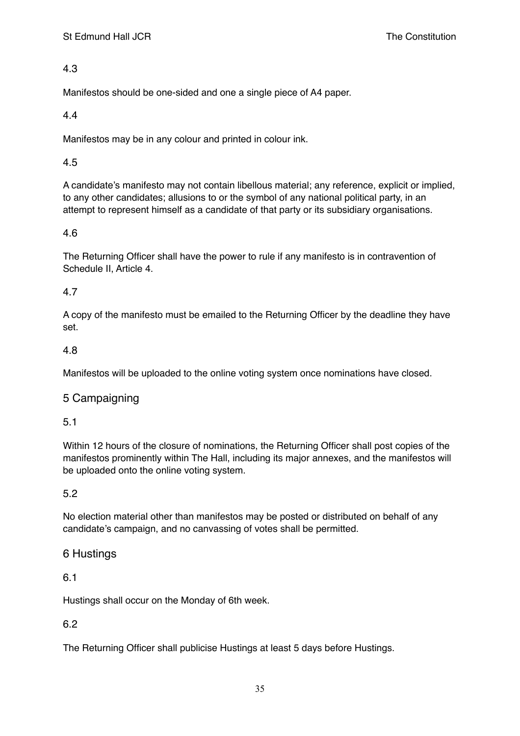4.3

Manifestos should be one-sided and one a single piece of A4 paper.

4.4

Manifestos may be in any colour and printed in colour ink.

4.5

A candidate's manifesto may not contain libellous material; any reference, explicit or implied, to any other candidates; allusions to or the symbol of any national political party, in an attempt to represent himself as a candidate of that party or its subsidiary organisations.

4.6

The Returning Officer shall have the power to rule if any manifesto is in contravention of Schedule II, Article 4.

4.7

A copy of the manifesto must be emailed to the Returning Officer by the deadline they have set.

4.8

Manifestos will be uploaded to the online voting system once nominations have closed.

## 5 Campaigning

5.1

Within 12 hours of the closure of nominations, the Returning Officer shall post copies of the manifestos prominently within The Hall, including its major annexes, and the manifestos will be uploaded onto the online voting system.

5.2

No election material other than manifestos may be posted or distributed on behalf of any candidate's campaign, and no canvassing of votes shall be permitted.

## 6 Hustings

6.1

Hustings shall occur on the Monday of 6th week.

6.2

The Returning Officer shall publicise Hustings at least 5 days before Hustings.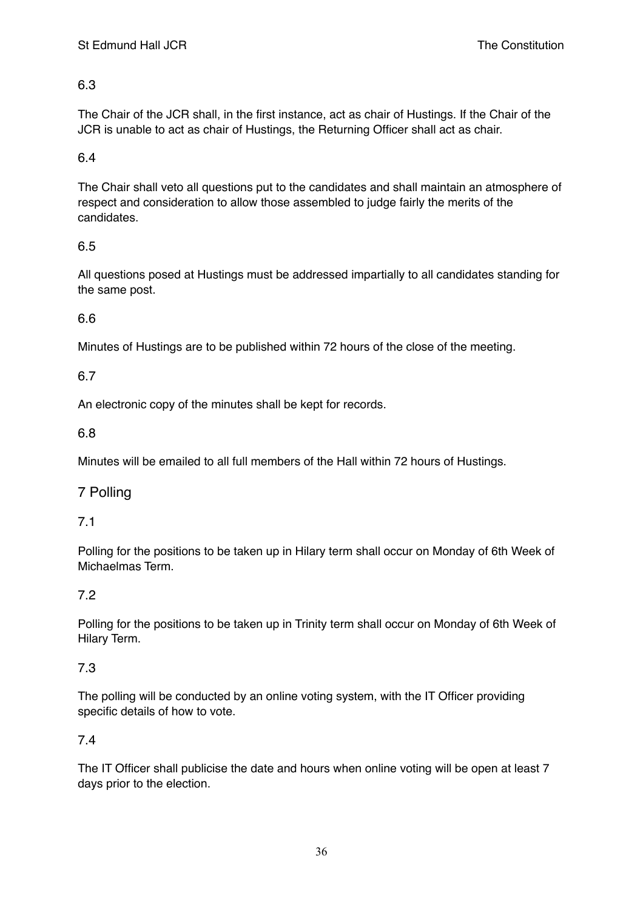6.3

The Chair of the JCR shall, in the first instance, act as chair of Hustings. If the Chair of the JCR is unable to act as chair of Hustings, the Returning Officer shall act as chair.

6.4

The Chair shall veto all questions put to the candidates and shall maintain an atmosphere of respect and consideration to allow those assembled to judge fairly the merits of the candidates.

6.5

All questions posed at Hustings must be addressed impartially to all candidates standing for the same post.

6.6

Minutes of Hustings are to be published within 72 hours of the close of the meeting.

6.7

An electronic copy of the minutes shall be kept for records.

6.8

Minutes will be emailed to all full members of the Hall within 72 hours of Hustings.

## 7 Polling

7.1

Polling for the positions to be taken up in Hilary term shall occur on Monday of 6th Week of Michaelmas Term.

7.2

Polling for the positions to be taken up in Trinity term shall occur on Monday of 6th Week of Hilary Term.

7.3

The polling will be conducted by an online voting system, with the IT Officer providing specific details of how to vote.

7.4

The IT Officer shall publicise the date and hours when online voting will be open at least 7 days prior to the election.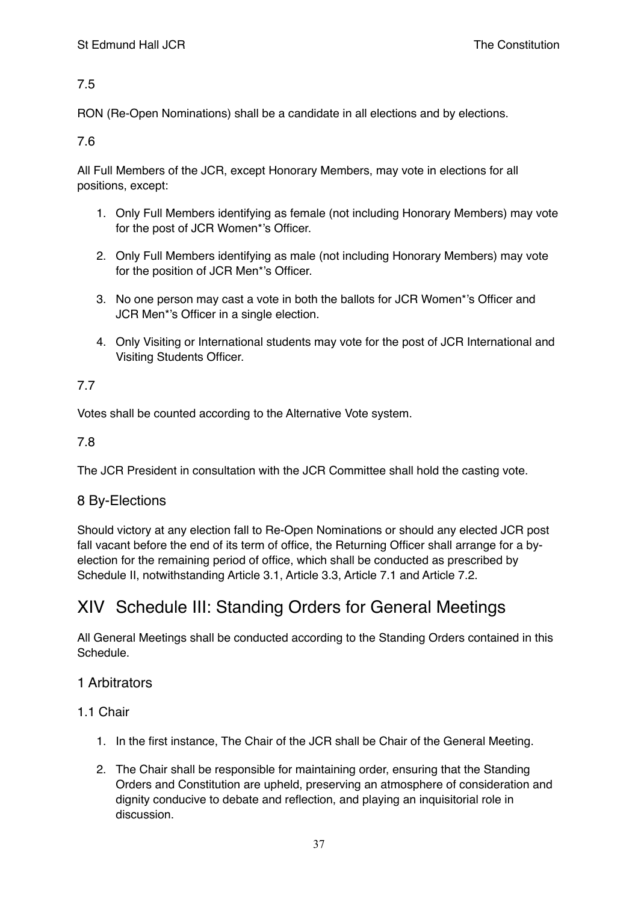7.5

RON (Re-Open Nominations) shall be a candidate in all elections and by elections.

7.6

All Full Members of the JCR, except Honorary Members, may vote in elections for all positions, except:

1. Only Full Members identifying as female (not including Honorary Members) may vote for the post of JCR Women*'s Officer.
2. Only Full Members identifying as male (not including Honorary Members) may vote for the position of JCR Men*'s Officer.
3. No one person may cast a vote in both the ballots for JCR Women*'s Officer and JCR Men*'s Officer in a single election.
4. Only Visiting or International students may vote for the post of JCR International and Visiting Students Officer.

7.7

Votes shall be counted according to the Alternative Vote system.

7.8

The JCR President in consultation with the JCR Committee shall hold the casting vote.

## 8 By-Elections

Should victory at any election fall to Re-Open Nominations or should any elected JCR post fall vacant before the end of its term of office, the Returning Officer shall arrange for a by-election for the remaining period of office, which shall be conducted as prescribed by Schedule II, notwithstanding Article 3.1, Article 3.3, Article 7.1 and Article 7.2.

# XIV Schedule III: Standing Orders for General Meetings

All General Meetings shall be conducted according to the Standing Orders contained in this Schedule.

## 1 Arbitrators

### 1.1 Chair

1. In the first instance, The Chair of the JCR shall be Chair of the General Meeting.
2. The Chair shall be responsible for maintaining order, ensuring that the Standing Orders and Constitution are upheld, preserving an atmosphere of consideration and dignity conducive to debate and reflection, and playing an inquisitorial role in discussion.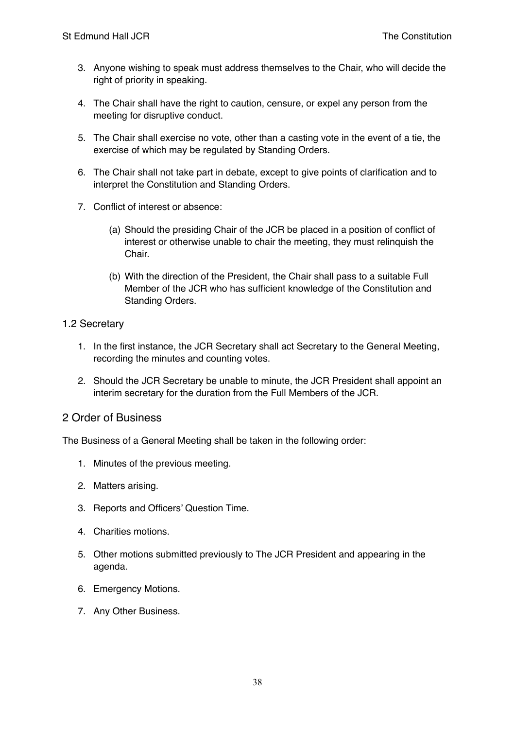3. Anyone wishing to speak must address themselves to the Chair, who will decide the right of priority in speaking.

4. The Chair shall have the right to caution, censure, or expel any person from the meeting for disruptive conduct.

5. The Chair shall exercise no vote, other than a casting vote in the event of a tie, the exercise of which may be regulated by Standing Orders.

6. The Chair shall not take part in debate, except to give points of clarification and to interpret the Constitution and Standing Orders.

7. Conflict of interest or absence:

   (a) Should the presiding Chair of the JCR be placed in a position of conflict of interest or otherwise unable to chair the meeting, they must relinquish the Chair.

   (b) With the direction of the President, the Chair shall pass to a suitable Full Member of the JCR who has sufficient knowledge of the Constitution and Standing Orders.

### 1.2 Secretary

1. In the first instance, the JCR Secretary shall act Secretary to the General Meeting, recording the minutes and counting votes.

2. Should the JCR Secretary be unable to minute, the JCR President shall appoint an interim secretary for the duration from the Full Members of the JCR.

## 2 Order of Business

The Business of a General Meeting shall be taken in the following order:

1. Minutes of the previous meeting.

2. Matters arising.

3. Reports and Officers' Question Time.

4. Charities motions.

5. Other motions submitted previously to The JCR President and appearing in the agenda.

6. Emergency Motions.

7. Any Other Business.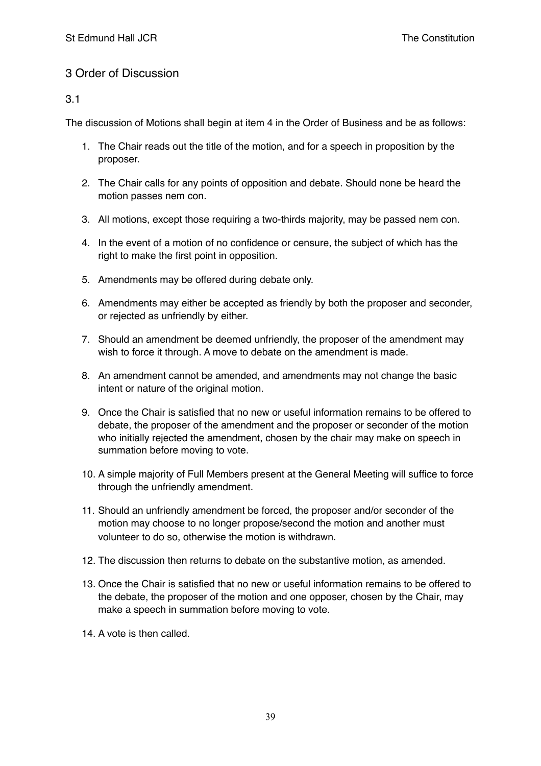## 3 Order of Discussion

### 3.1

The discussion of Motions shall begin at item 4 in the Order of Business and be as follows:

1. The Chair reads out the title of the motion, and for a speech in proposition by the proposer.
2. The Chair calls for any points of opposition and debate. Should none be heard the motion passes nem con.
3. All motions, except those requiring a two-thirds majority, may be passed nem con.
4. In the event of a motion of no confidence or censure, the subject of which has the right to make the first point in opposition.
5. Amendments may be offered during debate only.
6. Amendments may either be accepted as friendly by both the proposer and seconder, or rejected as unfriendly by either.
7. Should an amendment be deemed unfriendly, the proposer of the amendment may wish to force it through. A move to debate on the amendment is made.
8. An amendment cannot be amended, and amendments may not change the basic intent or nature of the original motion.
9. Once the Chair is satisfied that no new or useful information remains to be offered to debate, the proposer of the amendment and the proposer or seconder of the motion who initially rejected the amendment, chosen by the chair may make on speech in summation before moving to vote.
10. A simple majority of Full Members present at the General Meeting will suffice to force through the unfriendly amendment.
11. Should an unfriendly amendment be forced, the proposer and/or seconder of the motion may choose to no longer propose/second the motion and another must volunteer to do so, otherwise the motion is withdrawn.
12. The discussion then returns to debate on the substantive motion, as amended.
13. Once the Chair is satisfied that no new or useful information remains to be offered to the debate, the proposer of the motion and one opposer, chosen by the Chair, may make a speech in summation before moving to vote.
14. A vote is then called.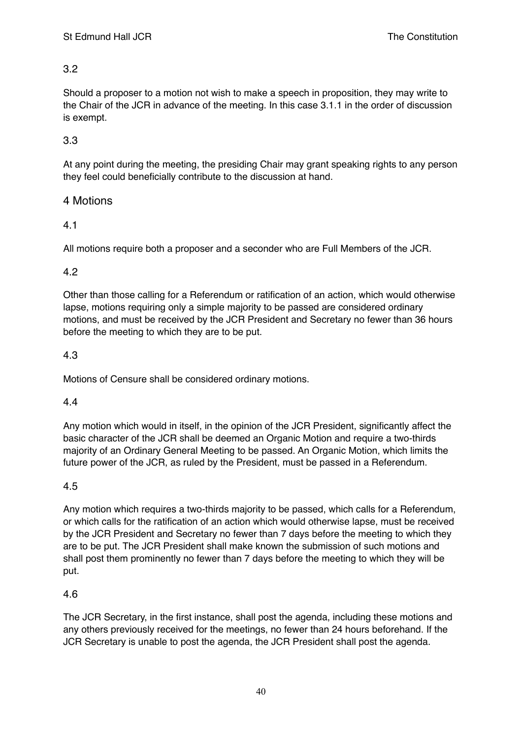### 3.2

Should a proposer to a motion not wish to make a speech in proposition, they may write to the Chair of the JCR in advance of the meeting. In this case 3.1.1 in the order of discussion is exempt.

### 3.3

At any point during the meeting, the presiding Chair may grant speaking rights to any person they feel could beneficially contribute to the discussion at hand.

## 4 Motions

### 4.1

All motions require both a proposer and a seconder who are Full Members of the JCR.

### 4.2

Other than those calling for a Referendum or ratification of an action, which would otherwise lapse, motions requiring only a simple majority to be passed are considered ordinary motions, and must be received by the JCR President and Secretary no fewer than 36 hours before the meeting to which they are to be put.

### 4.3

Motions of Censure shall be considered ordinary motions.

### 4.4

Any motion which would in itself, in the opinion of the JCR President, significantly affect the basic character of the JCR shall be deemed an Organic Motion and require a two-thirds majority of an Ordinary General Meeting to be passed. An Organic Motion, which limits the future power of the JCR, as ruled by the President, must be passed in a Referendum.

### 4.5

Any motion which requires a two-thirds majority to be passed, which calls for a Referendum, or which calls for the ratification of an action which would otherwise lapse, must be received by the JCR President and Secretary no fewer than 7 days before the meeting to which they are to be put. The JCR President shall make known the submission of such motions and shall post them prominently no fewer than 7 days before the meeting to which they will be put.

### 4.6

The JCR Secretary, in the first instance, shall post the agenda, including these motions and any others previously received for the meetings, no fewer than 24 hours beforehand. If the JCR Secretary is unable to post the agenda, the JCR President shall post the agenda.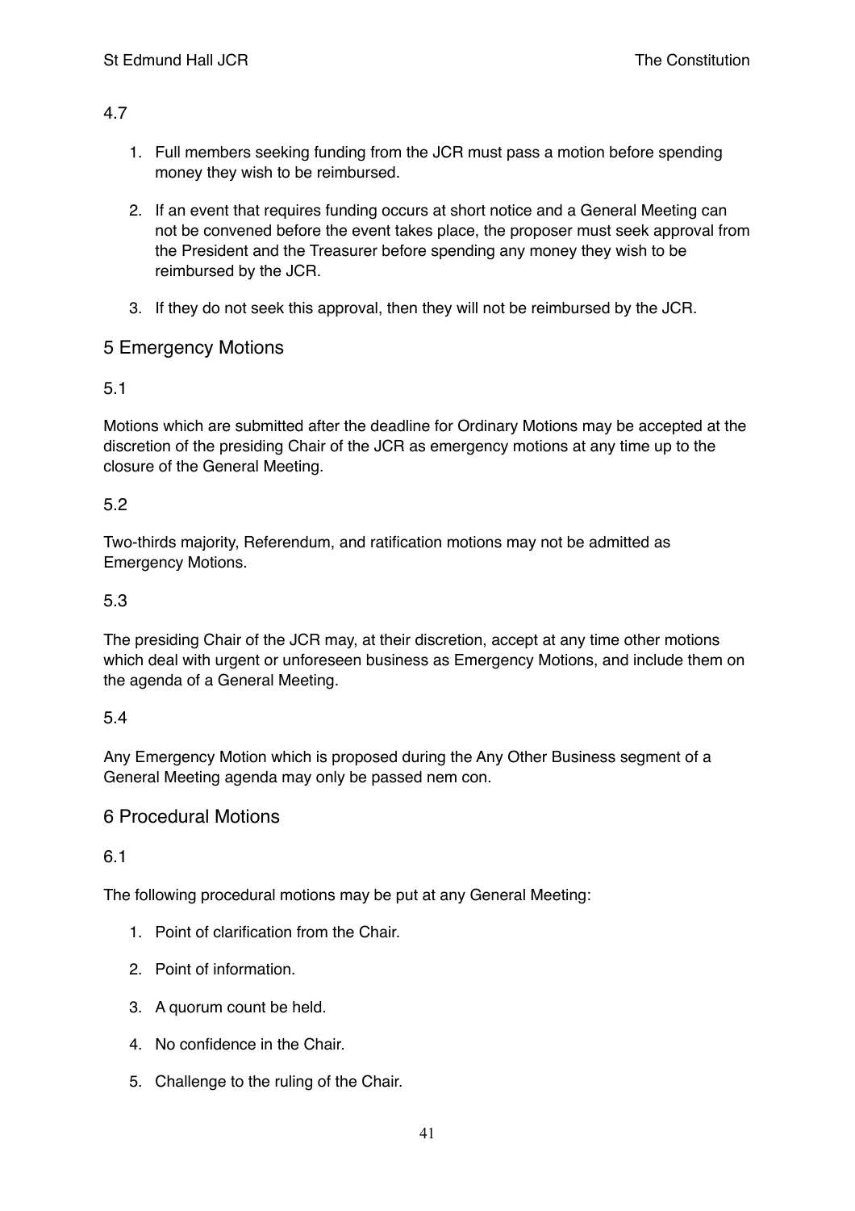4.7

1. Full members seeking funding from the JCR must pass a motion before spending money they wish to be reimbursed.

2. If an event that requires funding occurs at short notice and a General Meeting can not be convened before the event takes place, the proposer must seek approval from the President and the Treasurer before spending any money they wish to be reimbursed by the JCR.

3. If they do not seek this approval, then they will not be reimbursed by the JCR.

## 5 Emergency Motions

5.1

Motions which are submitted after the deadline for Ordinary Motions may be accepted at the discretion of the presiding Chair of the JCR as emergency motions at any time up to the closure of the General Meeting.

5.2

Two-thirds majority, Referendum, and ratification motions may not be admitted as Emergency Motions.

5.3

The presiding Chair of the JCR may, at their discretion, accept at any time other motions which deal with urgent or unforeseen business as Emergency Motions, and include them on the agenda of a General Meeting.

5.4

Any Emergency Motion which is proposed during the Any Other Business segment of a General Meeting agenda may only be passed nem con.

## 6 Procedural Motions

6.1

The following procedural motions may be put at any General Meeting:

1. Point of clarification from the Chair.

2. Point of information.

3. A quorum count be held.

4. No confidence in the Chair.

5. Challenge to the ruling of the Chair.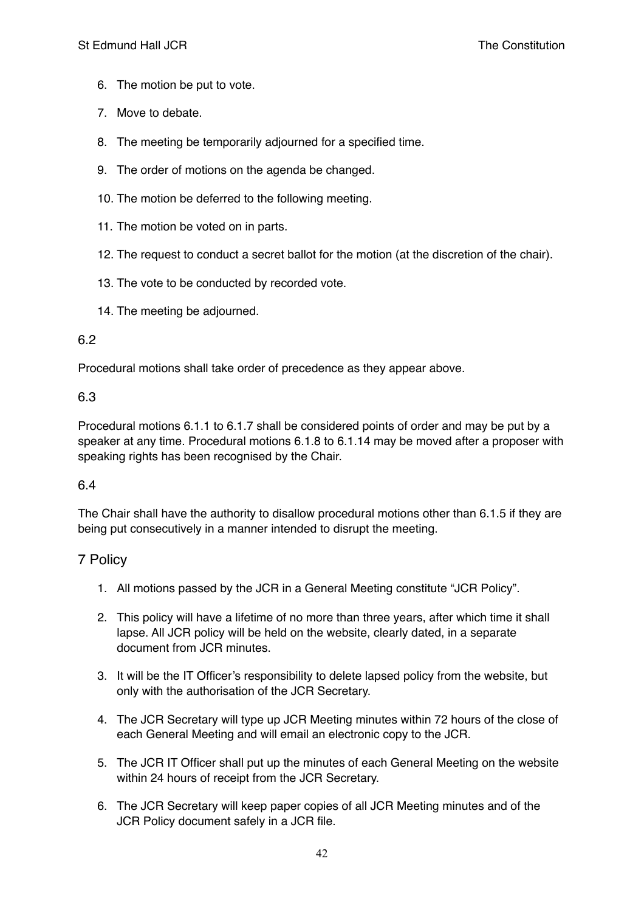6. The motion be put to vote.
7. Move to debate.
8. The meeting be temporarily adjourned for a specified time.
9. The order of motions on the agenda be changed.
10. The motion be deferred to the following meeting.
11. The motion be voted on in parts.
12. The request to conduct a secret ballot for the motion (at the discretion of the chair).
13. The vote to be conducted by recorded vote.
14. The meeting be adjourned.

6.2

Procedural motions shall take order of precedence as they appear above.

6.3

Procedural motions 6.1.1 to 6.1.7 shall be considered points of order and may be put by a speaker at any time. Procedural motions 6.1.8 to 6.1.14 may be moved after a proposer with speaking rights has been recognised by the Chair.

6.4

The Chair shall have the authority to disallow procedural motions other than 6.1.5 if they are being put consecutively in a manner intended to disrupt the meeting.

## 7 Policy

1. All motions passed by the JCR in a General Meeting constitute "JCR Policy".
2. This policy will have a lifetime of no more than three years, after which time it shall lapse. All JCR policy will be held on the website, clearly dated, in a separate document from JCR minutes.
3. It will be the IT Officer's responsibility to delete lapsed policy from the website, but only with the authorisation of the JCR Secretary.
4. The JCR Secretary will type up JCR Meeting minutes within 72 hours of the close of each General Meeting and will email an electronic copy to the JCR.
5. The JCR IT Officer shall put up the minutes of each General Meeting on the website within 24 hours of receipt from the JCR Secretary.
6. The JCR Secretary will keep paper copies of all JCR Meeting minutes and of the JCR Policy document safely in a JCR file.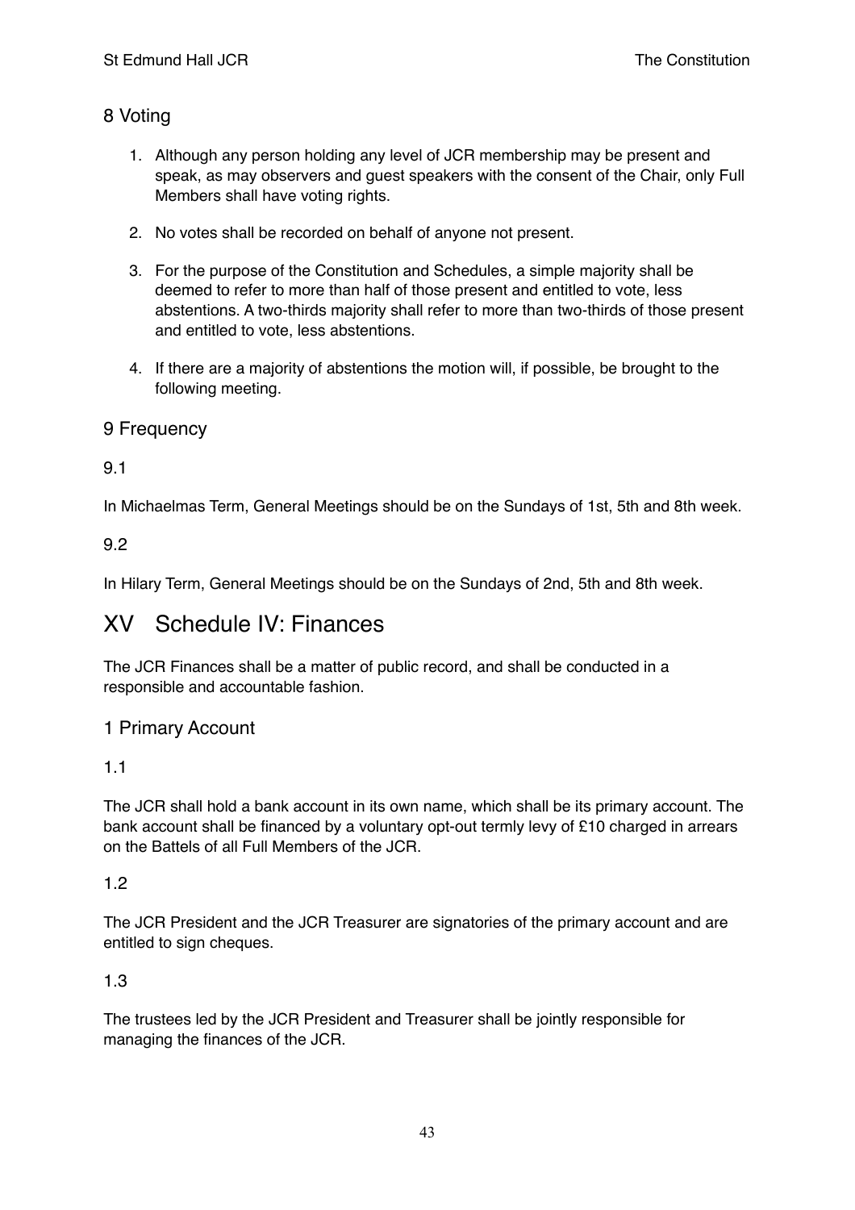## 8 Voting

1. Although any person holding any level of JCR membership may be present and speak, as may observers and guest speakers with the consent of the Chair, only Full Members shall have voting rights.

2. No votes shall be recorded on behalf of anyone not present.

3. For the purpose of the Constitution and Schedules, a simple majority shall be deemed to refer to more than half of those present and entitled to vote, less abstentions. A two-thirds majority shall refer to more than two-thirds of those present and entitled to vote, less abstentions.

4. If there are a majority of abstentions the motion will, if possible, be brought to the following meeting.

## 9 Frequency

### 9.1

In Michaelmas Term, General Meetings should be on the Sundays of 1st, 5th and 8th week.

### 9.2

In Hilary Term, General Meetings should be on the Sundays of 2nd, 5th and 8th week.

# XV Schedule IV: Finances

The JCR Finances shall be a matter of public record, and shall be conducted in a responsible and accountable fashion.

## 1 Primary Account

### 1.1

The JCR shall hold a bank account in its own name, which shall be its primary account. The bank account shall be financed by a voluntary opt-out termly levy of £10 charged in arrears on the Battels of all Full Members of the JCR.

### 1.2

The JCR President and the JCR Treasurer are signatories of the primary account and are entitled to sign cheques.

### 1.3

The trustees led by the JCR President and Treasurer shall be jointly responsible for managing the finances of the JCR.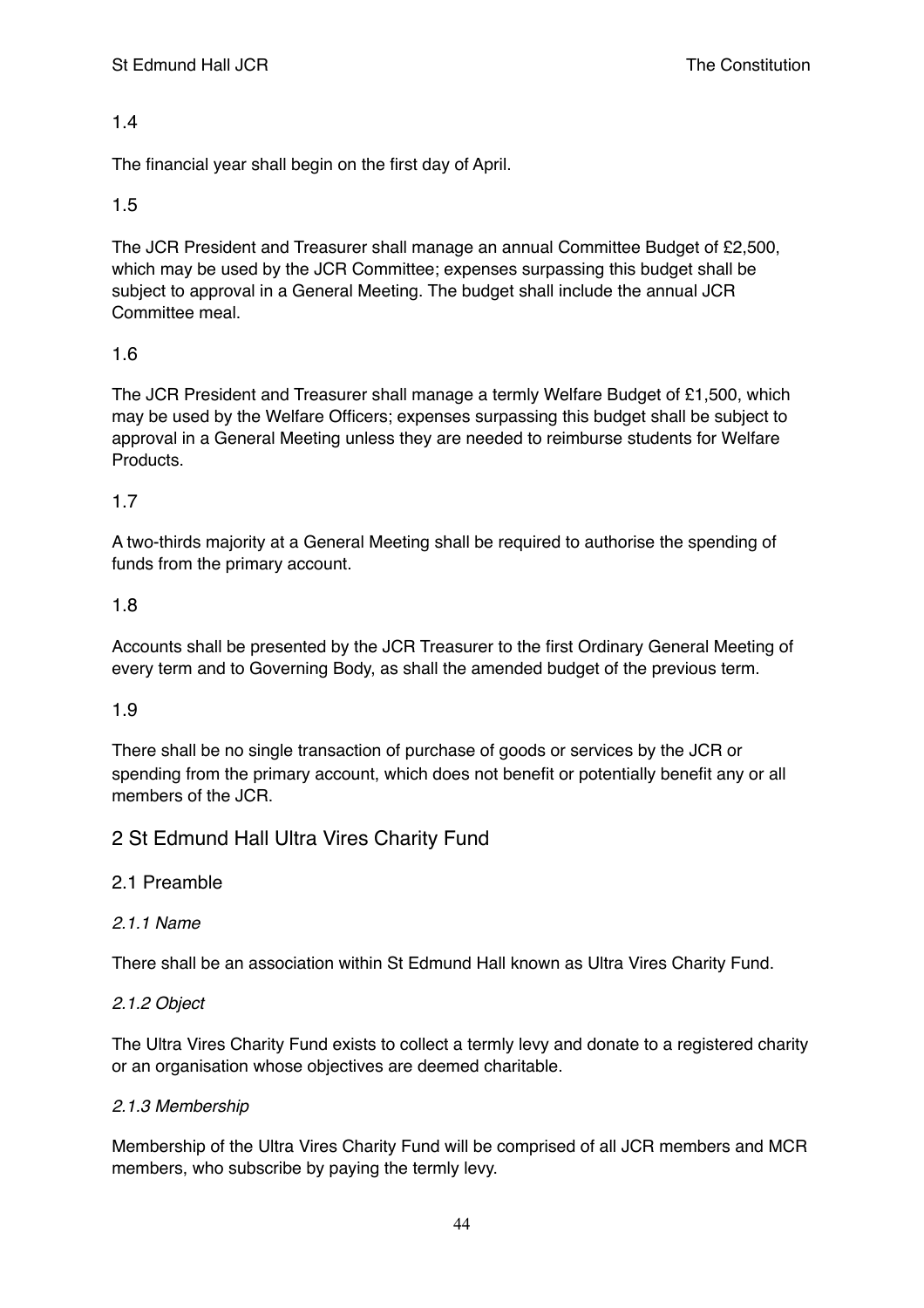1.4

The financial year shall begin on the first day of April.

1.5

The JCR President and Treasurer shall manage an annual Committee Budget of £2,500, which may be used by the JCR Committee; expenses surpassing this budget shall be subject to approval in a General Meeting. The budget shall include the annual JCR Committee meal.

1.6

The JCR President and Treasurer shall manage a termly Welfare Budget of £1,500, which may be used by the Welfare Officers; expenses surpassing this budget shall be subject to approval in a General Meeting unless they are needed to reimburse students for Welfare Products.

1.7

A two-thirds majority at a General Meeting shall be required to authorise the spending of funds from the primary account.

1.8

Accounts shall be presented by the JCR Treasurer to the first Ordinary General Meeting of every term and to Governing Body, as shall the amended budget of the previous term.

1.9

There shall be no single transaction of purchase of goods or services by the JCR or spending from the primary account, which does not benefit or potentially benefit any or all members of the JCR.

## 2 St Edmund Hall Ultra Vires Charity Fund

### 2.1 Preamble

*2.1.1 Name*

There shall be an association within St Edmund Hall known as Ultra Vires Charity Fund.

*2.1.2 Object*

The Ultra Vires Charity Fund exists to collect a termly levy and donate to a registered charity or an organisation whose objectives are deemed charitable.

*2.1.3 Membership*

Membership of the Ultra Vires Charity Fund will be comprised of all JCR members and MCR members, who subscribe by paying the termly levy.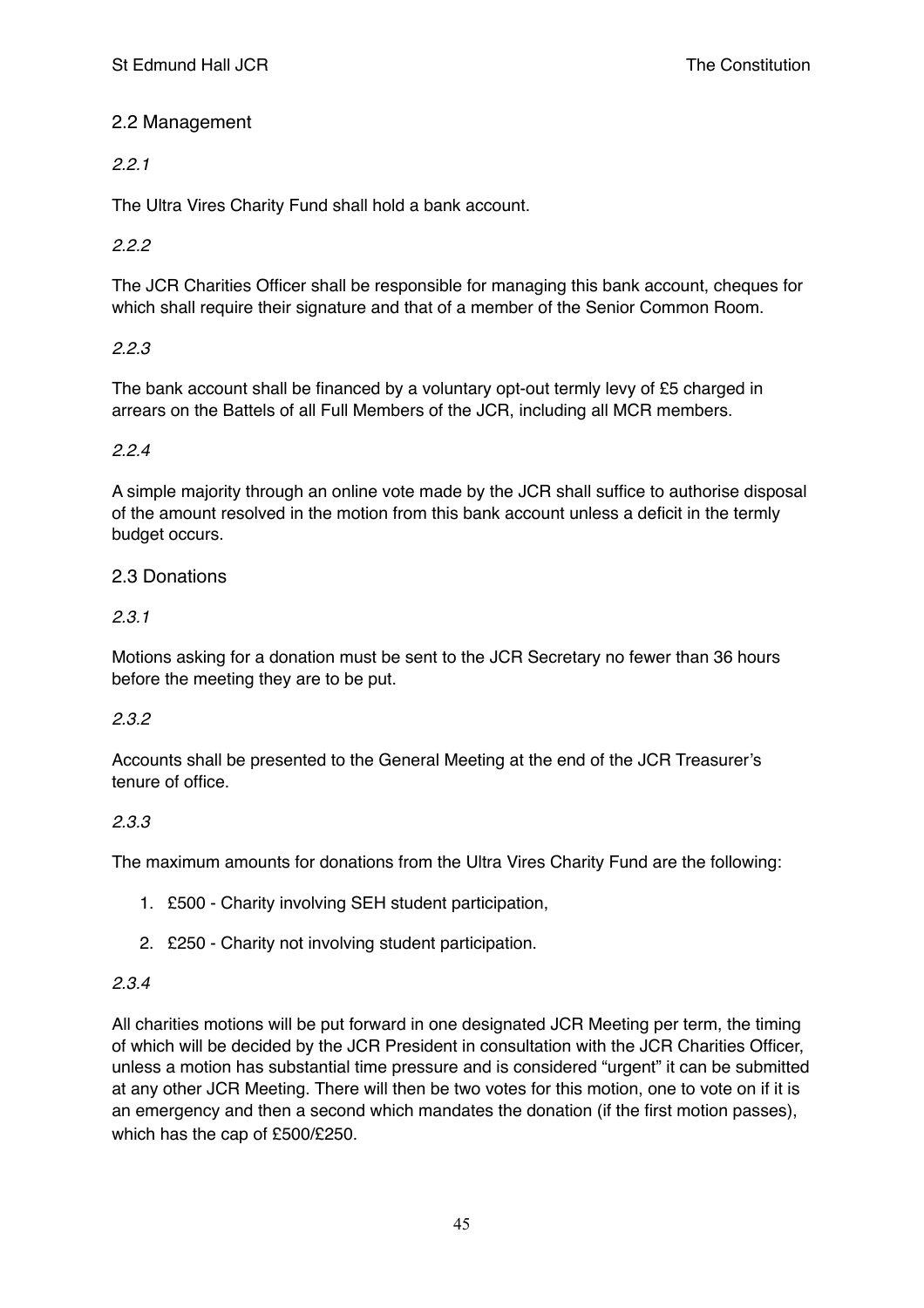## 2.2 Management

*2.2.1*

The Ultra Vires Charity Fund shall hold a bank account.

*2.2.2*

The JCR Charities Officer shall be responsible for managing this bank account, cheques for which shall require their signature and that of a member of the Senior Common Room.

*2.2.3*

The bank account shall be financed by a voluntary opt-out termly levy of £5 charged in arrears on the Battels of all Full Members of the JCR, including all MCR members.

*2.2.4*

A simple majority through an online vote made by the JCR shall suffice to authorise disposal of the amount resolved in the motion from this bank account unless a deficit in the termly budget occurs.

## 2.3 Donations

*2.3.1*

Motions asking for a donation must be sent to the JCR Secretary no fewer than 36 hours before the meeting they are to be put.

*2.3.2*

Accounts shall be presented to the General Meeting at the end of the JCR Treasurer's tenure of office.

*2.3.3*

The maximum amounts for donations from the Ultra Vires Charity Fund are the following:

1. £500 - Charity involving SEH student participation,
2. £250 - Charity not involving student participation.

*2.3.4*

All charities motions will be put forward in one designated JCR Meeting per term, the timing of which will be decided by the JCR President in consultation with the JCR Charities Officer, unless a motion has substantial time pressure and is considered "urgent" it can be submitted at any other JCR Meeting. There will then be two votes for this motion, one to vote on if it is an emergency and then a second which mandates the donation (if the first motion passes), which has the cap of £500/£250.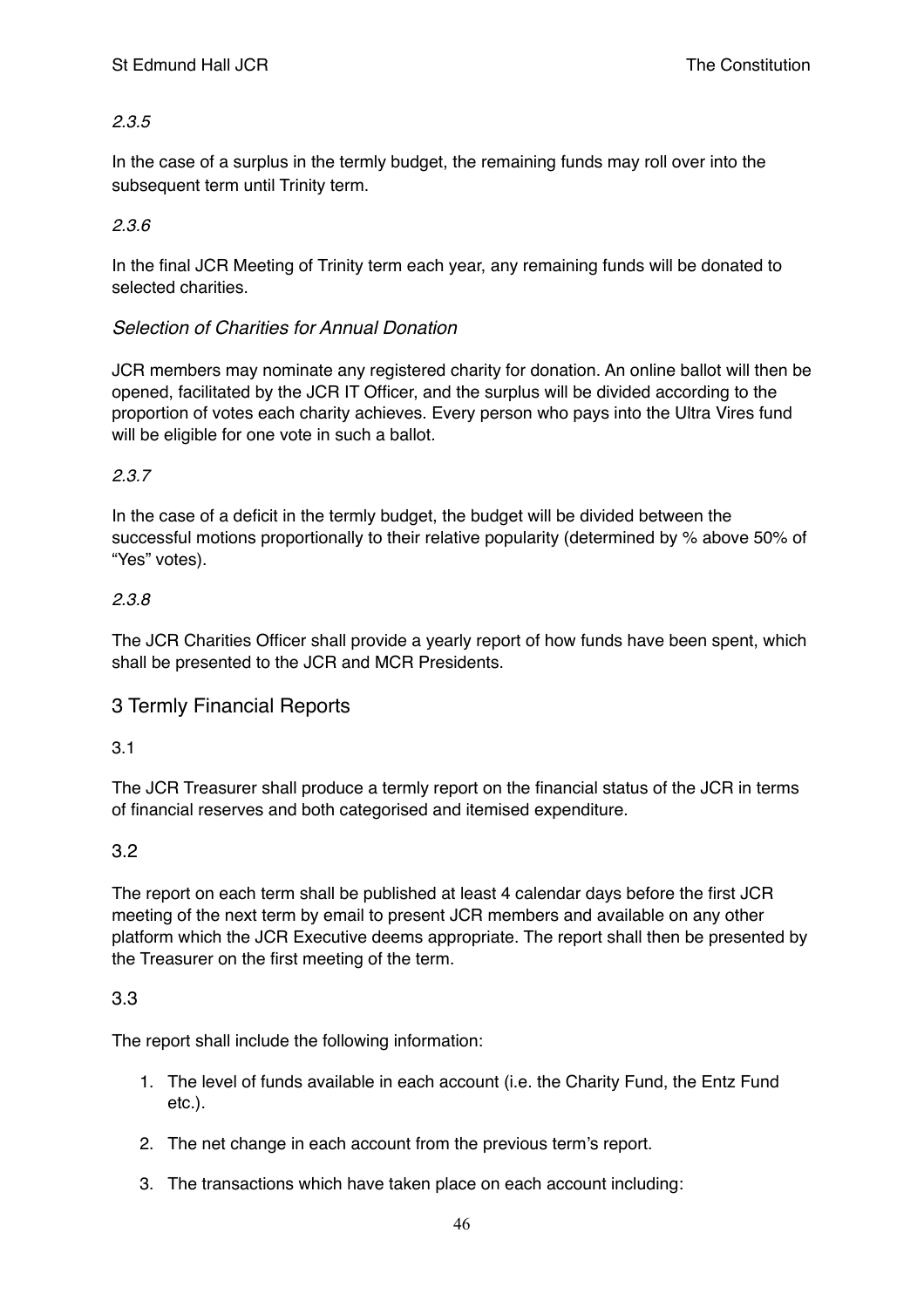*2.3.5*

In the case of a surplus in the termly budget, the remaining funds may roll over into the subsequent term until Trinity term.

*2.3.6*

In the final JCR Meeting of Trinity term each year, any remaining funds will be donated to selected charities.

*Selection of Charities for Annual Donation*

JCR members may nominate any registered charity for donation. An online ballot will then be opened, facilitated by the JCR IT Officer, and the surplus will be divided according to the proportion of votes each charity achieves. Every person who pays into the Ultra Vires fund will be eligible for one vote in such a ballot.

*2.3.7*

In the case of a deficit in the termly budget, the budget will be divided between the successful motions proportionally to their relative popularity (determined by % above 50% of "Yes" votes).

*2.3.8*

The JCR Charities Officer shall provide a yearly report of how funds have been spent, which shall be presented to the JCR and MCR Presidents.

## 3 Termly Financial Reports

3.1

The JCR Treasurer shall produce a termly report on the financial status of the JCR in terms of financial reserves and both categorised and itemised expenditure.

3.2

The report on each term shall be published at least 4 calendar days before the first JCR meeting of the next term by email to present JCR members and available on any other platform which the JCR Executive deems appropriate. The report shall then be presented by the Treasurer on the first meeting of the term.

3.3

The report shall include the following information:

1. The level of funds available in each account (i.e. the Charity Fund, the Entz Fund etc.).
2. The net change in each account from the previous term's report.
3. The transactions which have taken place on each account including: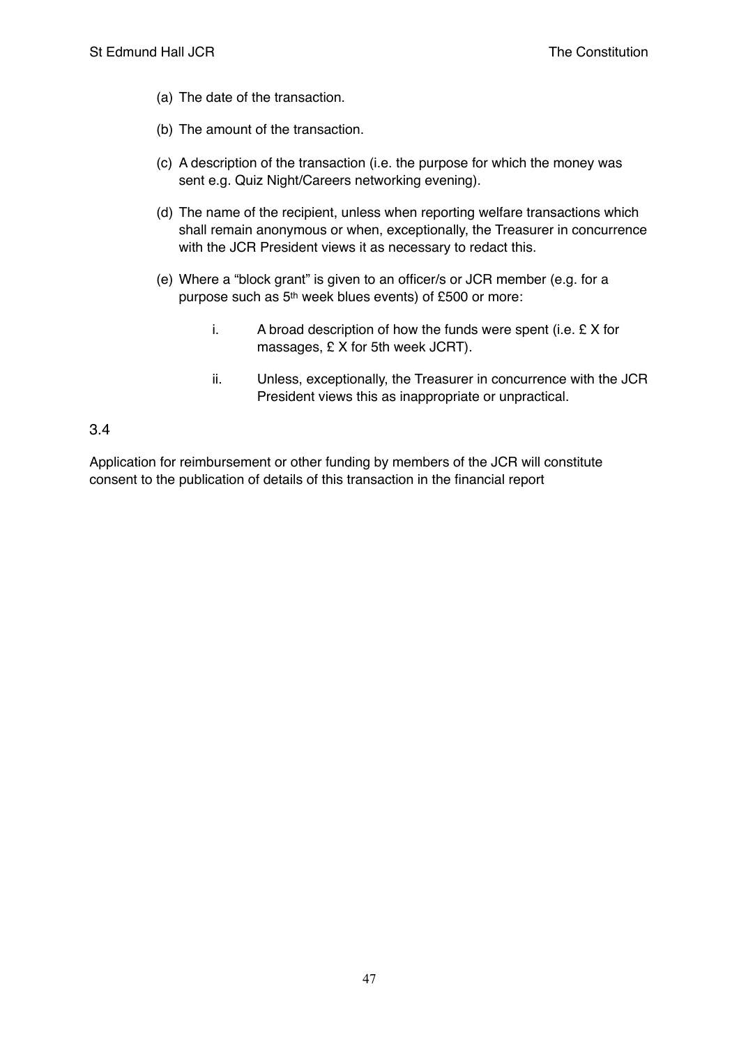(a) The date of the transaction.

(b) The amount of the transaction.

(c) A description of the transaction (i.e. the purpose for which the money was sent e.g. Quiz Night/Careers networking evening).

(d) The name of the recipient, unless when reporting welfare transactions which shall remain anonymous or when, exceptionally, the Treasurer in concurrence with the JCR President views it as necessary to redact this.

(e) Where a "block grant" is given to an officer/s or JCR member (e.g. for a purpose such as 5th week blues events) of £500 or more:

   i. A broad description of how the funds were spent (i.e. £ X for massages, £ X for 5th week JCRT).

   ii. Unless, exceptionally, the Treasurer in concurrence with the JCR President views this as inappropriate or unpractical.

3.4

Application for reimbursement or other funding by members of the JCR will constitute consent to the publication of details of this transaction in the financial report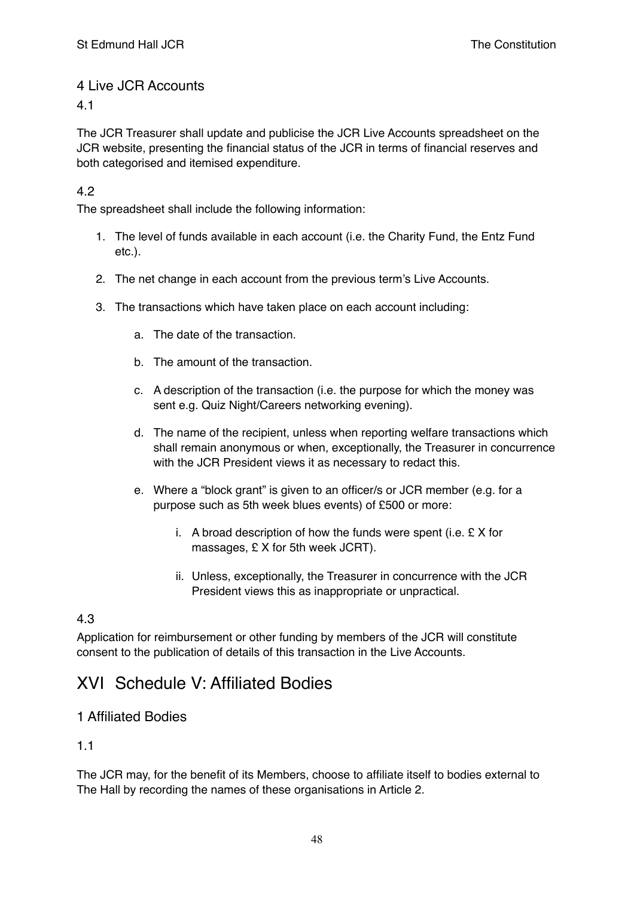## 4 Live JCR Accounts

### 4.1

The JCR Treasurer shall update and publicise the JCR Live Accounts spreadsheet on the JCR website, presenting the financial status of the JCR in terms of financial reserves and both categorised and itemised expenditure.

### 4.2

The spreadsheet shall include the following information:

1. The level of funds available in each account (i.e. the Charity Fund, the Entz Fund etc.).
2. The net change in each account from the previous term's Live Accounts.
3. The transactions which have taken place on each account including:
    a. The date of the transaction.
    b. The amount of the transaction.
    c. A description of the transaction (i.e. the purpose for which the money was sent e.g. Quiz Night/Careers networking evening).
    d. The name of the recipient, unless when reporting welfare transactions which shall remain anonymous or when, exceptionally, the Treasurer in concurrence with the JCR President views it as necessary to redact this.
    e. Where a "block grant" is given to an officer/s or JCR member (e.g. for a purpose such as 5th week blues events) of £500 or more:
        i. A broad description of how the funds were spent (i.e. £ X for massages, £ X for 5th week JCRT).
        ii. Unless, exceptionally, the Treasurer in concurrence with the JCR President views this as inappropriate or unpractical.

### 4.3

Application for reimbursement or other funding by members of the JCR will constitute consent to the publication of details of this transaction in the Live Accounts.

# XVI Schedule V: Affiliated Bodies

## 1 Affiliated Bodies

### 1.1

The JCR may, for the benefit of its Members, choose to affiliate itself to bodies external to The Hall by recording the names of these organisations in Article 2.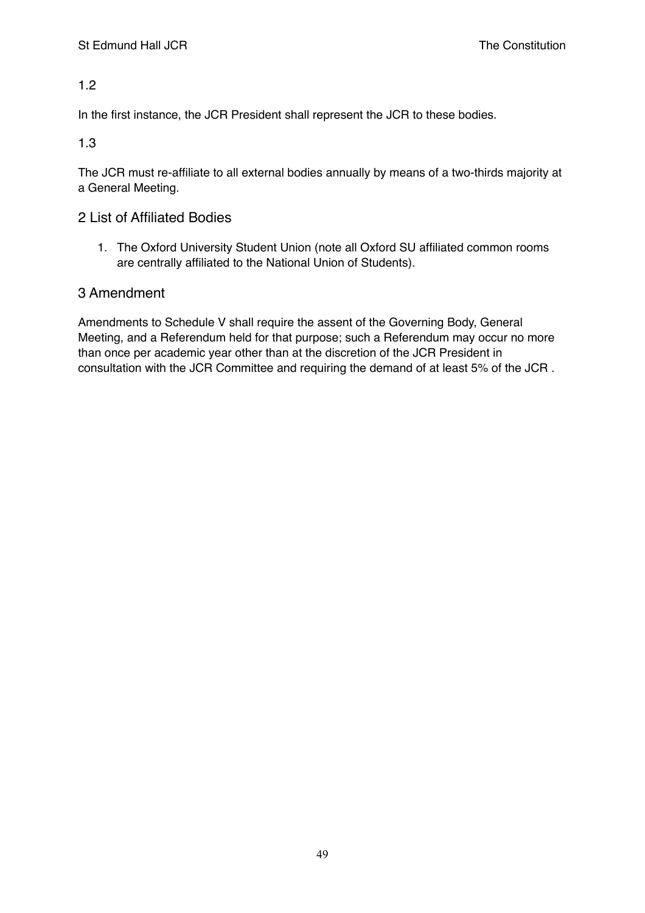1.2

In the first instance, the JCR President shall represent the JCR to these bodies.

1.3

The JCR must re-affiliate to all external bodies annually by means of a two-thirds majority at a General Meeting.

## 2 List of Affiliated Bodies

1. The Oxford University Student Union (note all Oxford SU affiliated common rooms are centrally affiliated to the National Union of Students).

## 3 Amendment

Amendments to Schedule V shall require the assent of the Governing Body, General Meeting, and a Referendum held for that purpose; such a Referendum may occur no more than once per academic year other than at the discretion of the JCR President in consultation with the JCR Committee and requiring the demand of at least 5% of the JCR .